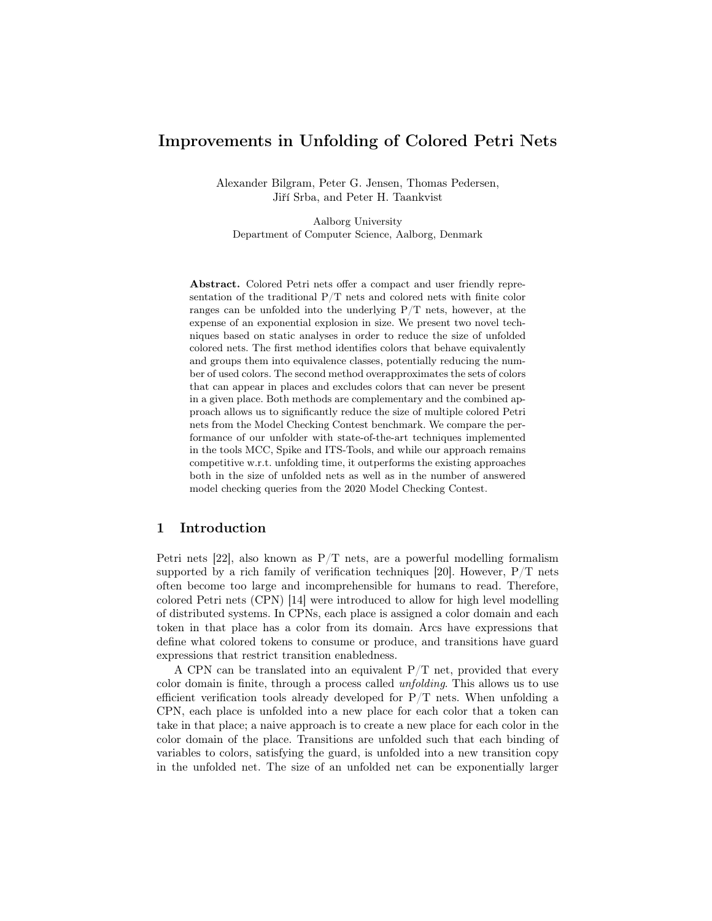# Improvements in Unfolding of Colored Petri Nets

Alexander Bilgram, Peter G. Jensen, Thomas Pedersen, Jiří Srba, and Peter H. Taankvist

Aalborg University
Department of Computer Science, Aalborg, Denmark

**Abstract.** Colored Petri nets offer a compact and user friendly representation of the traditional P/T nets and colored nets with finite color ranges can be unfolded into the underlying P/T nets, however, at the expense of an exponential explosion in size. We present two novel techniques based on static analyses in order to reduce the size of unfolded colored nets. The first method identifies colors that behave equivalently and groups them into equivalence classes, potentially reducing the number of used colors. The second method overapproximates the sets of colors that can appear in places and excludes colors that can never be present in a given place. Both methods are complementary and the combined approach allows us to significantly reduce the size of multiple colored Petri nets from the Model Checking Contest benchmark. We compare the performance of our unfolder with state-of-the-art techniques implemented in the tools MCC, Spike and ITS-Tools, and while our approach remains competitive w.r.t. unfolding time, it outperforms the existing approaches both in the size of unfolded nets as well as in the number of answered model checking queries from the 2020 Model Checking Contest.

## 1 Introduction

Petri nets [22], also known as P/T nets, are a powerful modelling formalism supported by a rich family of verification techniques [20]. However, P/T nets often become too large and incomprehensible for humans to read. Therefore, colored Petri nets (CPN) [14] were introduced to allow for high level modelling of distributed systems. In CPNs, each place is assigned a color domain and each token in that place has a color from its domain. Arcs have expressions that define what colored tokens to consume or produce, and transitions have guard expressions that restrict transition enabledness.

A CPN can be translated into an equivalent P/T net, provided that every color domain is finite, through a process called *unfolding*. This allows us to use efficient verification tools already developed for P/T nets. When unfolding a CPN, each place is unfolded into a new place for each color that a token can take in that place; a naive approach is to create a new place for each color in the color domain of the place. Transitions are unfolded such that each binding of variables to colors, satisfying the guard, is unfolded into a new transition copy in the unfolded net. The size of an unfolded net can be exponentially larger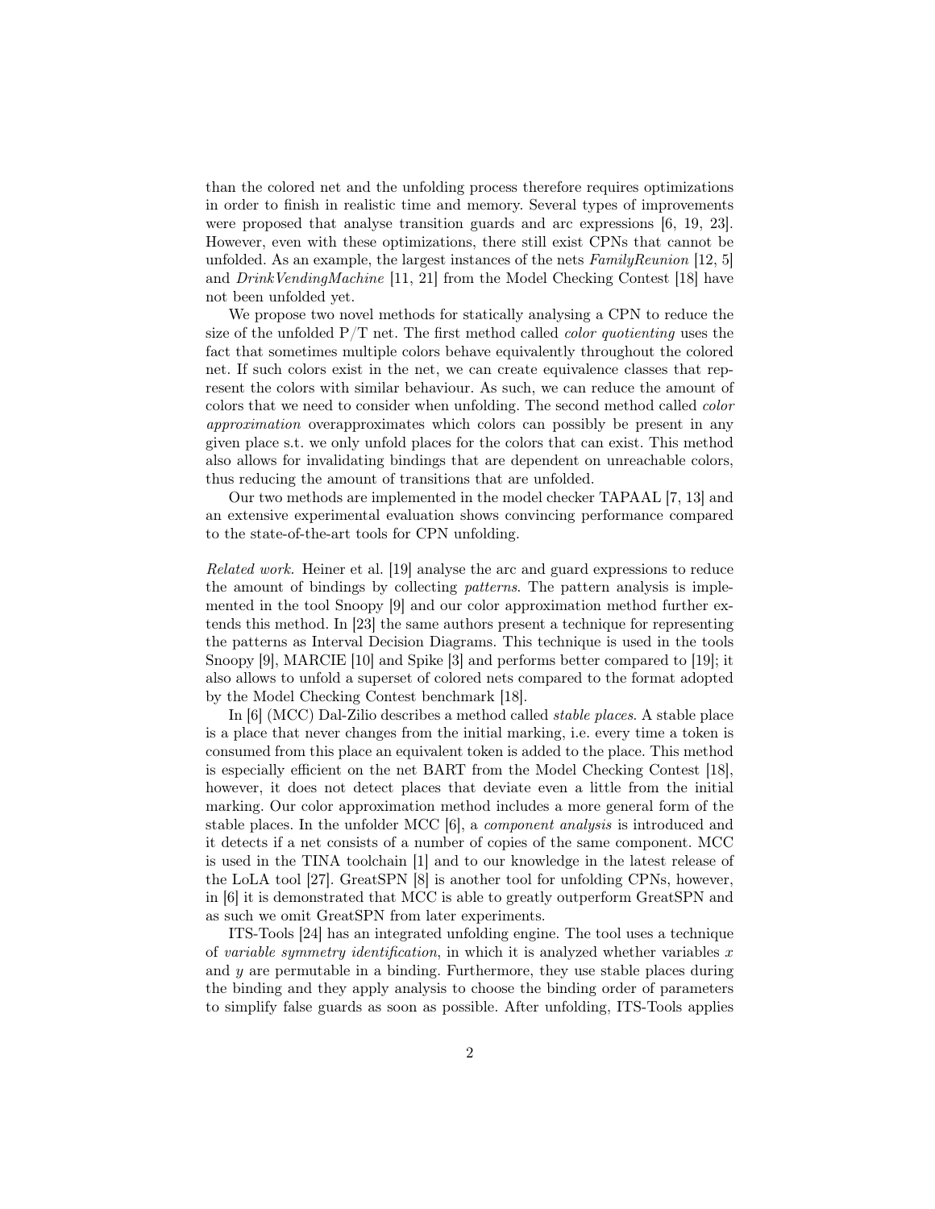than the colored net and the unfolding process therefore requires optimizations in order to finish in realistic time and memory. Several types of improvements were proposed that analyse transition guards and arc expressions [6, 19, 23]. However, even with these optimizations, there still exist CPNs that cannot be unfolded. As an example, the largest instances of the nets *FamilyReunion* [12, 5] and *DrinkVendingMachine* [11, 21] from the Model Checking Contest [18] have not been unfolded yet.

We propose two novel methods for statically analysing a CPN to reduce the size of the unfolded P/T net. The first method called *color quotienting* uses the fact that sometimes multiple colors behave equivalently throughout the colored net. If such colors exist in the net, we can create equivalence classes that represent the colors with similar behaviour. As such, we can reduce the amount of colors that we need to consider when unfolding. The second method called *color approximation* overapproximates which colors can possibly be present in any given place s.t. we only unfold places for the colors that can exist. This method also allows for invalidating bindings that are dependent on unreachable colors, thus reducing the amount of transitions that are unfolded.

Our two methods are implemented in the model checker TAPAAL [7, 13] and an extensive experimental evaluation shows convincing performance compared to the state-of-the-art tools for CPN unfolding.

*Related work.* Heiner et al. [19] analyse the arc and guard expressions to reduce the amount of bindings by collecting *patterns*. The pattern analysis is implemented in the tool Snoopy [9] and our color approximation method further extends this method. In [23] the same authors present a technique for representing the patterns as Interval Decision Diagrams. This technique is used in the tools Snoopy [9], MARCIE [10] and Spike [3] and performs better compared to [19]; it also allows to unfold a superset of colored nets compared to the format adopted by the Model Checking Contest benchmark [18].

In [6] (MCC) Dal-Zilio describes a method called *stable places*. A stable place is a place that never changes from the initial marking, i.e. every time a token is consumed from this place an equivalent token is added to the place. This method is especially efficient on the net BART from the Model Checking Contest [18], however, it does not detect places that deviate even a little from the initial marking. Our color approximation method includes a more general form of the stable places. In the unfolder MCC [6], a *component analysis* is introduced and it detects if a net consists of a number of copies of the same component. MCC is used in the TINA toolchain [1] and to our knowledge in the latest release of the LoLA tool [27]. GreatSPN [8] is another tool for unfolding CPNs, however, in [6] it is demonstrated that MCC is able to greatly outperform GreatSPN and as such we omit GreatSPN from later experiments.

ITS-Tools [24] has an integrated unfolding engine. The tool uses a technique of *variable symmetry identification*, in which it is analyzed whether variables $x$ and $y$ are permutable in a binding. Furthermore, they use stable places during the binding and they apply analysis to choose the binding order of parameters to simplify false guards as soon as possible. After unfolding, ITS-Tools applies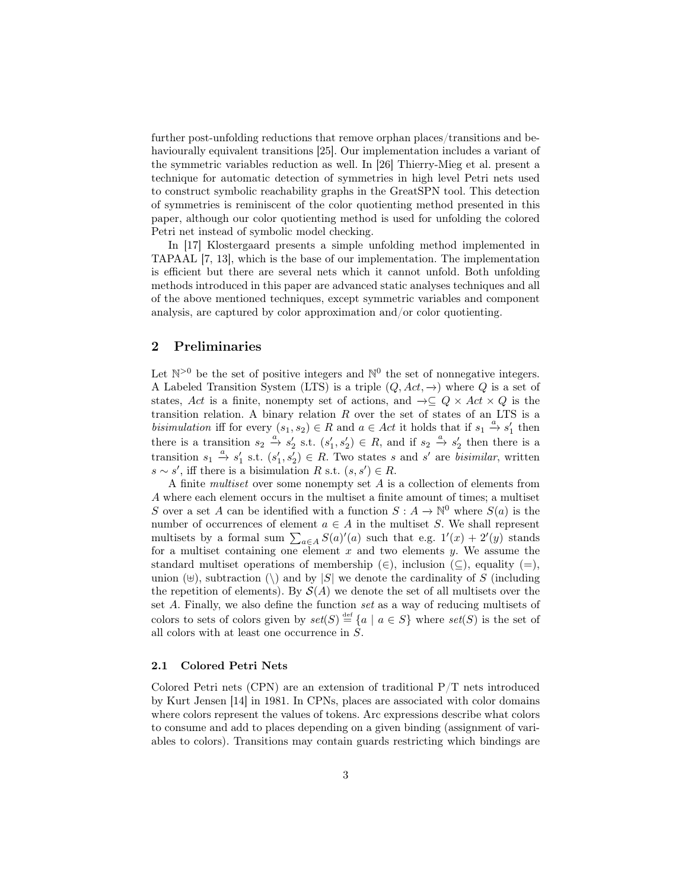further post-unfolding reductions that remove orphan places/transitions and behaviourally equivalent transitions [25]. Our implementation includes a variant of the symmetric variables reduction as well. In [26] Thierry-Mieg et al. present a technique for automatic detection of symmetries in high level Petri nets used to construct symbolic reachability graphs in the GreatSPN tool. This detection of symmetries is reminiscent of the color quotienting method presented in this paper, although our color quotienting method is used for unfolding the colored Petri net instead of symbolic model checking.

In [17] Klostergaard presents a simple unfolding method implemented in TAPAAL [7, 13], which is the base of our implementation. The implementation is efficient but there are several nets which it cannot unfold. Both unfolding methods introduced in this paper are advanced static analyses techniques and all of the above mentioned techniques, except symmetric variables and component analysis, are captured by color approximation and/or color quotienting.

## 2 Preliminaries

Let $\mathbb{N}^{>0}$ be the set of positive integers and $\mathbb{N}^0$ the set of nonnegative integers. A Labeled Transition System (LTS) is a triple $(Q, Act, \rightarrow)$ where $Q$ is a set of states, $Act$ is a finite, nonempty set of actions, and $\rightarrow \subseteq Q \times Act \times Q$ is the transition relation. A binary relation $R$ over the set of states of an LTS is a *bisimulation* iff for every $(s_1, s_2) \in R$ and $a \in Act$ it holds that if $s_1 \xrightarrow{a} s_1'$ then there is a transition $s_2 \xrightarrow{a} s_2'$ s.t. $(s_1', s_2') \in R$, and if $s_2 \xrightarrow{a} s_2'$ then there is a transition $s_1 \xrightarrow{a} s_1'$ s.t. $(s_1', s_2') \in R$. Two states $s$ and $s'$ are *bisimilar*, written $s \sim s'$, iff there is a bisimulation $R$ s.t. $(s, s') \in R$.

A finite *multiset* over some nonempty set $A$ is a collection of elements from $A$ where each element occurs in the multiset a finite amount of times; a multiset $S$ over a set $A$ can be identified with a function $S : A \rightarrow \mathbb{N}^0$ where $S(a)$ is the number of occurrences of element $a \in A$ in the multiset $S$. We shall represent multisets by a formal sum $\sum_{a \in A} S(a)'(a)$ such that e.g. $1'(x) + 2'(y)$ stands for a multiset containing one element $x$ and two elements $y$. We assume the standard multiset operations of membership ($\in$), inclusion ($\subseteq$), equality ($=$), union ($\uplus$), subtraction ($\setminus$) and by $|S|$ we denote the cardinality of $S$ (including the repetition of elements). By $\mathcal{S}(A)$ we denote the set of all multisets over the set $A$. Finally, we also define the function *set* as a way of reducing multisets of colors to sets of colors given by $set(S) \stackrel{\text{def}}{=} \{a \mid a \in S\}$ where $set(S)$ is the set of all colors with at least one occurrence in $S$.

### 2.1 Colored Petri Nets

Colored Petri nets (CPN) are an extension of traditional P/T nets introduced by Kurt Jensen [14] in 1981. In CPNs, places are associated with color domains where colors represent the values of tokens. Arc expressions describe what colors to consume and add to places depending on a given binding (assignment of variables to colors). Transitions may contain guards restricting which bindings are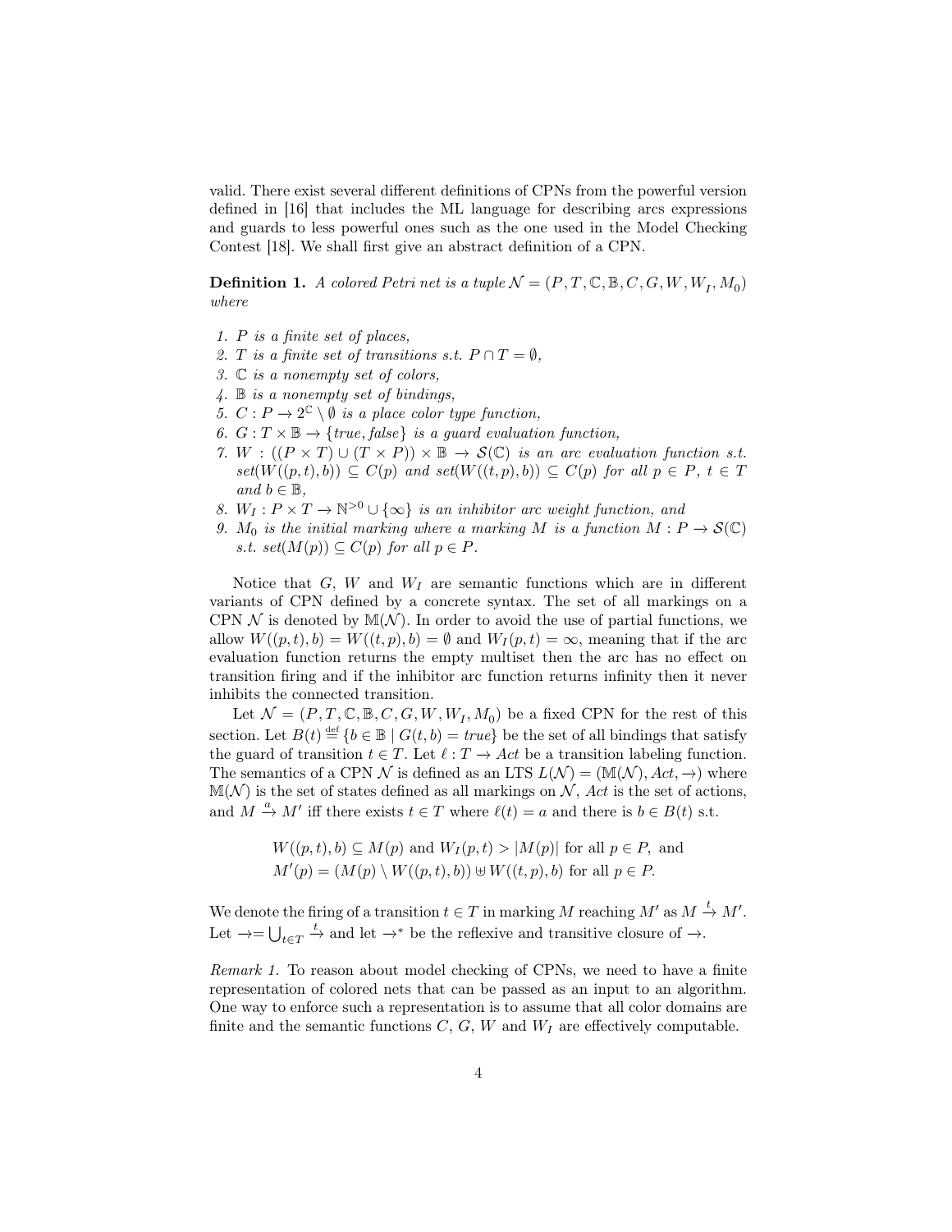valid. There exist several different definitions of CPNs from the powerful version defined in [16] that includes the ML language for describing arcs expressions and guards to less powerful ones such as the one used in the Model Checking Contest [18]. We shall first give an abstract definition of a CPN.

**Definition 1.** *A colored Petri net is a tuple* $\mathcal{N} = (P, T, \mathbb{C}, \mathbb{B}, C, G, W, W_I, M_0)$ *where*

1. *$P$ is a finite set of places,*
2. *$T$ is a finite set of transitions s.t. $P \cap T = \emptyset$,*
3. *$\mathbb{C}$ is a nonempty set of colors,*
4. *$\mathbb{B}$ is a nonempty set of bindings,*
5. *$C : P \rightarrow 2^{\mathbb{C}} \setminus \emptyset$ is a place color type function,*
6. *$G : T \times \mathbb{B} \rightarrow \{true, false\}$ is a guard evaluation function,*
7. *$W : ((P \times T) \cup (T \times P)) \times \mathbb{B} \rightarrow \mathcal{S}(\mathbb{C})$ is an arc evaluation function s.t. $set(W((p,t),b)) \subseteq C(p)$ and $set(W((t,p),b)) \subseteq C(p)$ for all $p \in P$, $t \in T$ and $b \in \mathbb{B}$,*
8. *$W_I : P \times T \rightarrow \mathbb{N}^{>0} \cup \{\infty\}$ is an inhibitor arc weight function, and*
9. *$M_0$ is the initial marking where a marking $M$ is a function $M : P \rightarrow \mathcal{S}(\mathbb{C})$ s.t. $set(M(p)) \subseteq C(p)$ for all $p \in P$.*

Notice that $G$, $W$ and $W_I$ are semantic functions which are in different variants of CPN defined by a concrete syntax. The set of all markings on a CPN $\mathcal{N}$ is denoted by $\mathbb{M}(\mathcal{N})$. In order to avoid the use of partial functions, we allow $W((p,t),b) = W((t,p),b) = \emptyset$ and $W_I(p,t) = \infty$, meaning that if the arc evaluation function returns the empty multiset then the arc has no effect on transition firing and if the inhibitor arc function returns infinity then it never inhibits the connected transition.

Let $\mathcal{N} = (P, T, \mathbb{C}, \mathbb{B}, C, G, W, W_I, M_0)$ be a fixed CPN for the rest of this section. Let $B(t) \stackrel{\text{def}}{=} \{b \in \mathbb{B} \mid G(t,b) = true\}$ be the set of all bindings that satisfy the guard of transition $t \in T$. Let $\ell : T \rightarrow Act$ be a transition labeling function. The semantics of a CPN $\mathcal{N}$ is defined as an LTS $L(\mathcal{N}) = (\mathbb{M}(\mathcal{N}), Act, \rightarrow)$ where $\mathbb{M}(\mathcal{N})$ is the set of states defined as all markings on $\mathcal{N}$, $Act$ is the set of actions, and $M \xrightarrow{a} M'$ iff there exists $t \in T$ where $\ell(t) = a$ and there is $b \in B(t)$ s.t.

$$W((p,t),b) \subseteq M(p) \text{ and } W_I(p,t) > |M(p)| \text{ for all } p \in P, \text{ and}$$
$$M'(p) = (M(p) \setminus W((p,t),b)) \uplus W((t,p),b) \text{ for all } p \in P.$$

We denote the firing of a transition $t \in T$ in marking $M$ reaching $M'$ as $M \xrightarrow{t} M'$. Let $\rightarrow = \bigcup_{t \in T} \xrightarrow{t}$ and let $\rightarrow^*$ be the reflexive and transitive closure of $\rightarrow$.

*Remark 1.* To reason about model checking of CPNs, we need to have a finite representation of colored nets that can be passed as an input to an algorithm. One way to enforce such a representation is to assume that all color domains are finite and the semantic functions $C$, $G$, $W$ and $W_I$ are effectively computable.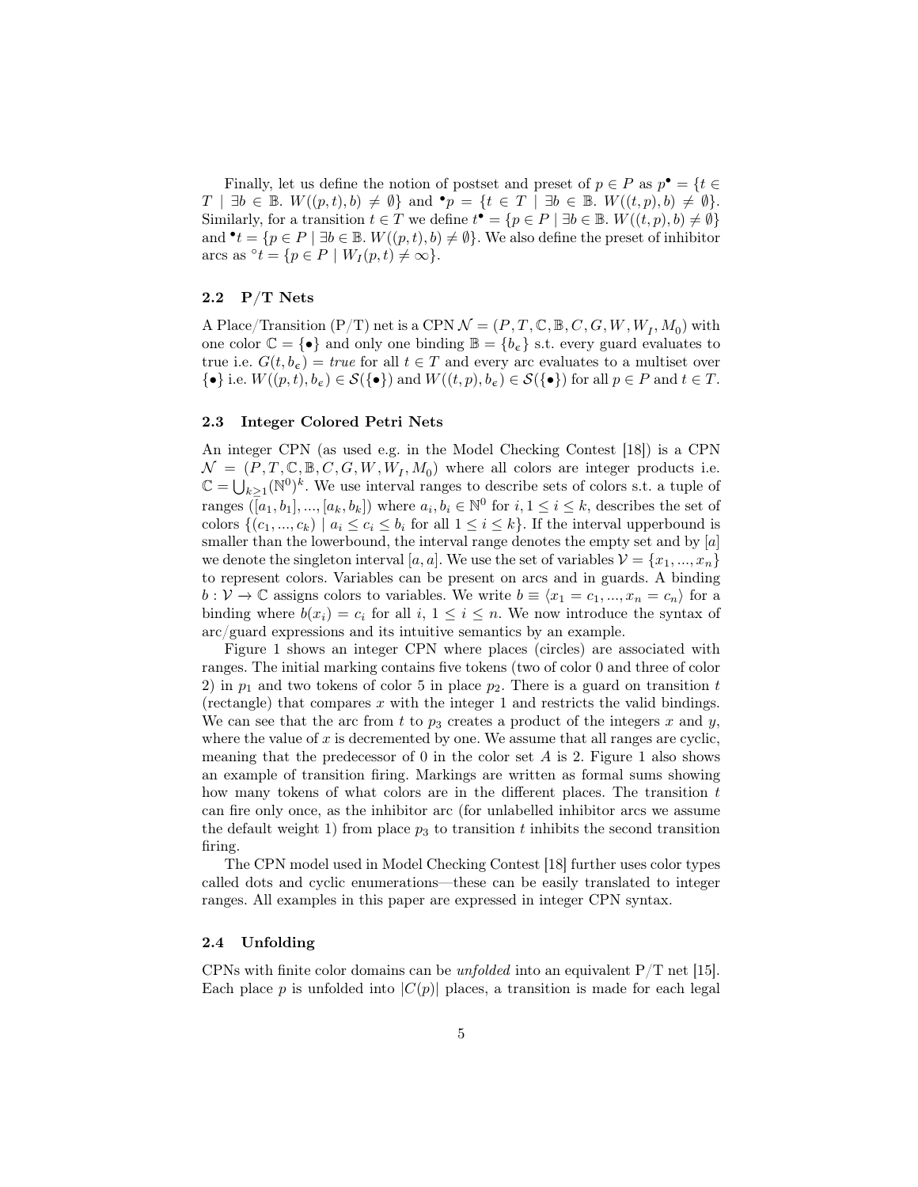Finally, let us define the notion of postset and preset of $p \in P$ as $p^\bullet = \{t \in T \mid \exists b \in \mathbb{B}.\ W((p,t),b) \neq \emptyset\}$ and ${}^\bullet p = \{t \in T \mid \exists b \in \mathbb{B}.\ W((t,p),b) \neq \emptyset\}$. Similarly, for a transition $t \in T$ we define $t^\bullet = \{p \in P \mid \exists b \in \mathbb{B}.\ W((t,p),b) \neq \emptyset\}$ and ${}^\bullet t = \{p \in P \mid \exists b \in \mathbb{B}.\ W((p,t),b) \neq \emptyset\}$. We also define the preset of inhibitor arcs as ${}^\circ t = \{p \in P \mid W_I(p,t) \neq \infty\}$.

### 2.2 P/T Nets

A Place/Transition (P/T) net is a CPN $\mathcal{N} = (P, T, \mathbb{C}, \mathbb{B}, C, G, W, W_I, M_0)$ with one color $\mathbb{C} = \{\bullet\}$ and only one binding $\mathbb{B} = \{b_\epsilon\}$ s.t. every guard evaluates to true i.e. $G(t, b_\epsilon) = \mathit{true}$ for all $t \in T$ and every arc evaluates to a multiset over $\{\bullet\}$ i.e. $W((p,t), b_\epsilon) \in \mathcal{S}(\{\bullet\})$ and $W((t,p), b_\epsilon) \in \mathcal{S}(\{\bullet\})$ for all $p \in P$ and $t \in T$.

### 2.3 Integer Colored Petri Nets

An integer CPN (as used e.g. in the Model Checking Contest [18]) is a CPN $\mathcal{N} = (P, T, \mathbb{C}, \mathbb{B}, C, G, W, W_I, M_0)$ where all colors are integer products i.e. $\mathbb{C} = \bigcup_{k \geq 1} (\mathbb{N}^0)^k$. We use interval ranges to describe sets of colors s.t. a tuple of ranges $([a_1, b_1], ..., [a_k, b_k])$ where $a_i, b_i \in \mathbb{N}^0$ for $i, 1 \leq i \leq k$, describes the set of colors $\{(c_1, ..., c_k) \mid a_i \leq c_i \leq b_i \text{ for all } 1 \leq i \leq k\}$. If the interval upperbound is smaller than the lowerbound, the interval range denotes the empty set and by $[a]$ we denote the singleton interval $[a, a]$. We use the set of variables $\mathcal{V} = \{x_1, ..., x_n\}$ to represent colors. Variables can be present on arcs and in guards. A binding $b : \mathcal{V} \to \mathbb{C}$ assigns colors to variables. We write $b \equiv \langle x_1 = c_1, ..., x_n = c_n \rangle$ for a binding where $b(x_i) = c_i$ for all $i$, $1 \leq i \leq n$. We now introduce the syntax of arc/guard expressions and its intuitive semantics by an example.

Figure 1 shows an integer CPN where places (circles) are associated with ranges. The initial marking contains five tokens (two of color 0 and three of color 2) in $p_1$ and two tokens of color 5 in place $p_2$. There is a guard on transition $t$ (rectangle) that compares $x$ with the integer 1 and restricts the valid bindings. We can see that the arc from $t$ to $p_3$ creates a product of the integers $x$ and $y$, where the value of $x$ is decremented by one. We assume that all ranges are cyclic, meaning that the predecessor of 0 in the color set $A$ is 2. Figure 1 also shows an example of transition firing. Markings are written as formal sums showing how many tokens of what colors are in the different places. The transition $t$ can fire only once, as the inhibitor arc (for unlabelled inhibitor arcs we assume the default weight 1) from place $p_3$ to transition $t$ inhibits the second transition firing.

The CPN model used in Model Checking Contest [18] further uses color types called dots and cyclic enumerations—these can be easily translated to integer ranges. All examples in this paper are expressed in integer CPN syntax.

### 2.4 Unfolding

CPNs with finite color domains can be *unfolded* into an equivalent P/T net [15]. Each place $p$ is unfolded into $|C(p)|$ places, a transition is made for each legal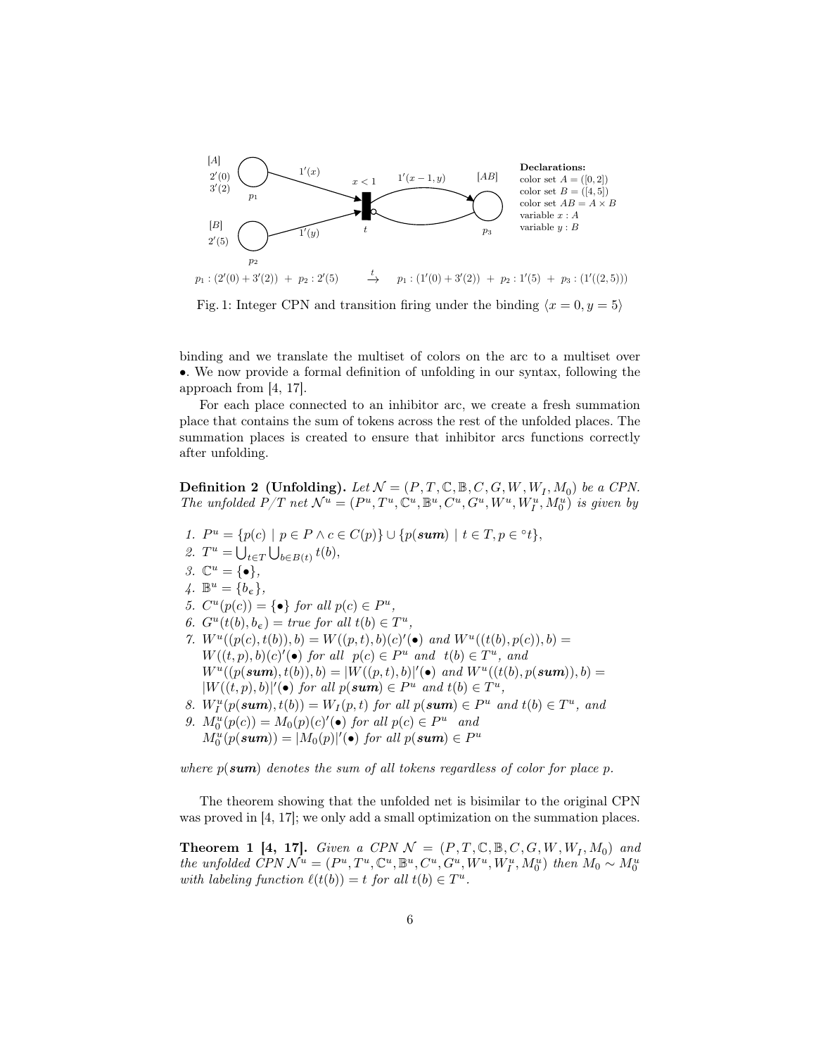[A]
$2'(0)$
$3'(2)$

$p_1$

[B]
$2'(5)$

$p_2$

$1'(x)$

$1'(y)$

$x < 1$

$t$

$1'(x-1, y)$

[AB]

$p_3$

**Declarations:**
color set $A = ([0, 2])$
color set $B = ([4, 5])$
color set $AB = A \times B$
variable $x : A$
variable $y : B$

$p_1 : (2'(0) + 3'(2)) \; + \; p_2 : 2'(5) \quad \xrightarrow{t} \quad p_1 : (1'(0) + 3'(2)) \; + \; p_2 : 1'(5) \; + \; p_3 : (1'((2, 5)))$

Fig. 1: Integer CPN and transition firing under the binding $\langle x = 0, y = 5 \rangle$

binding and we translate the multiset of colors on the arc to a multiset over $\bullet$. We now provide a formal definition of unfolding in our syntax, following the approach from [4, 17].

For each place connected to an inhibitor arc, we create a fresh summation place that contains the sum of tokens across the rest of the unfolded places. The summation places is created to ensure that inhibitor arcs functions correctly after unfolding.

**Definition 2 (Unfolding).** *Let $\mathcal{N} = (P, T, \mathbb{C}, \mathbb{B}, C, G, W, W_I, M_0)$ be a CPN. The unfolded P/T net $\mathcal{N}^u = (P^u, T^u, \mathbb{C}^u, \mathbb{B}^u, C^u, G^u, W^u, W_I^u, M_0^u)$ is given by*

1. *$P^u = \{p(c) \mid p \in P \wedge c \in C(p)\} \cup \{p(\boldsymbol{sum}) \mid t \in T, p \in {}^{\circ}t\}$,*
2. *$T^u = \bigcup_{t \in T} \bigcup_{b \in B(t)} t(b)$,*
3. *$\mathbb{C}^u = \{\bullet\}$,*
4. *$\mathbb{B}^u = \{b_\epsilon\}$,*
5. *$C^u(p(c)) = \{\bullet\}$ for all $p(c) \in P^u$,*
6. *$G^u(t(b), b_\epsilon) = true$ for all $t(b) \in T^u$,*
7. *$W^u((p(c), t(b)), b) = W((p, t), b)(c)'(\bullet)$ and $W^u((t(b), p(c)), b) = W((t, p), b)(c)'(\bullet)$ for all $p(c) \in P^u$ and $t(b) \in T^u$, and $W^u((p(\boldsymbol{sum}), t(b)), b) = |W((p, t), b)|'(\bullet)$ and $W^u((t(b), p(\boldsymbol{sum})), b) = |W((t, p), b)|'(\bullet)$ for all $p(\boldsymbol{sum}) \in P^u$ and $t(b) \in T^u$,*
8. *$W_I^u(p(\boldsymbol{sum}), t(b)) = W_I(p, t)$ for all $p(\boldsymbol{sum}) \in P^u$ and $t(b) \in T^u$, and*
9. *$M_0^u(p(c)) = M_0(p)(c)'(\bullet)$ for all $p(c) \in P^u$ and $M_0^u(p(\boldsymbol{sum})) = |M_0(p)|'(\bullet)$ for all $p(\boldsymbol{sum}) \in P^u$*

*where $p(\boldsymbol{sum})$ denotes the sum of all tokens regardless of color for place $p$.*

The theorem showing that the unfolded net is bisimilar to the original CPN was proved in [4, 17]; we only add a small optimization on the summation places.

**Theorem 1 [4, 17].** *Given a CPN $\mathcal{N} = (P, T, \mathbb{C}, \mathbb{B}, C, G, W, W_I, M_0)$ and the unfolded CPN $\mathcal{N}^u = (P^u, T^u, \mathbb{C}^u, \mathbb{B}^u, C^u, G^u, W^u, W_I^u, M_0^u)$ then $M_0 \sim M_0^u$ with labeling function $\ell(t(b)) = t$ for all $t(b) \in T^u$.*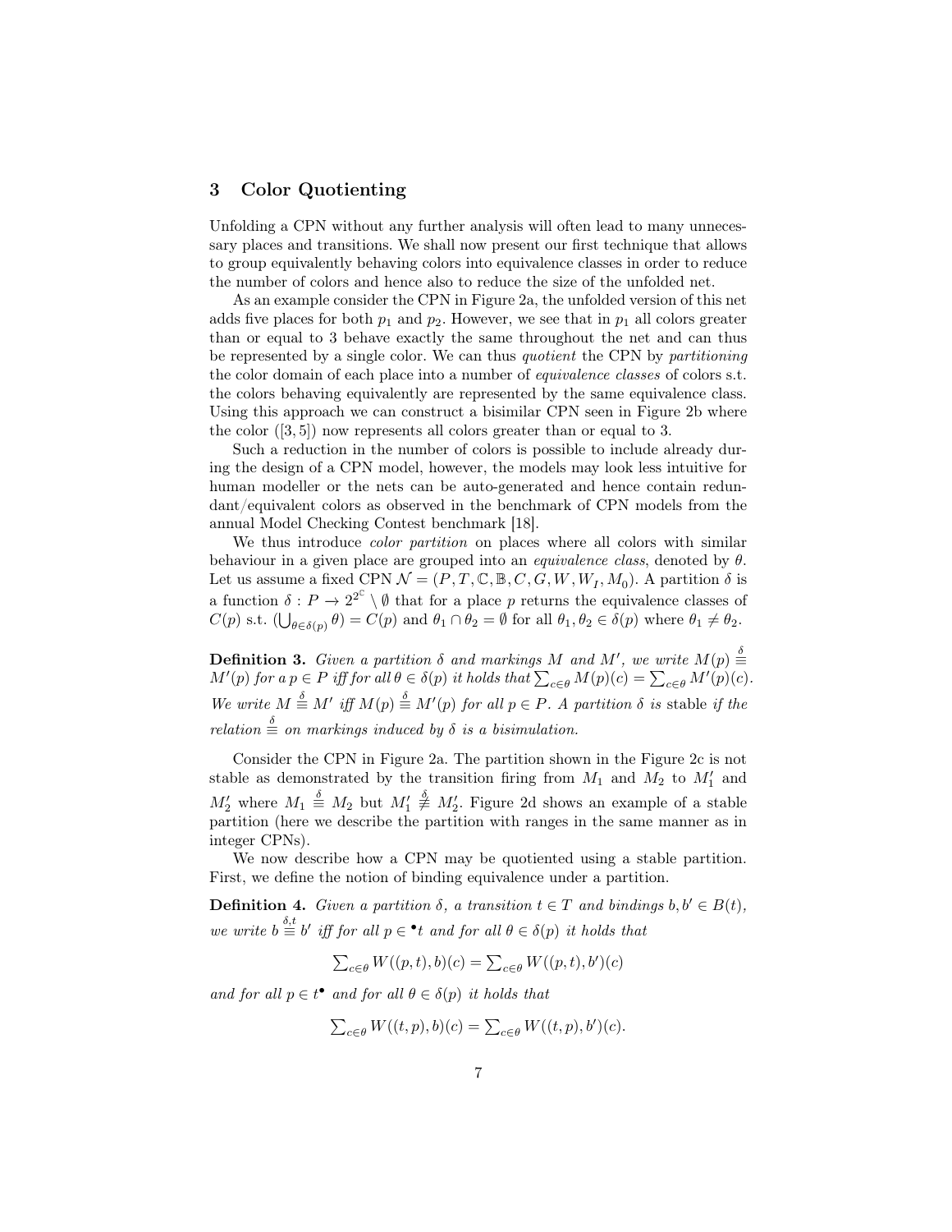## 3 Color Quotienting

Unfolding a CPN without any further analysis will often lead to many unnecessary places and transitions. We shall now present our first technique that allows to group equivalently behaving colors into equivalence classes in order to reduce the number of colors and hence also to reduce the size of the unfolded net.

As an example consider the CPN in Figure 2a, the unfolded version of this net adds five places for both $p_1$ and $p_2$. However, we see that in $p_1$ all colors greater than or equal to 3 behave exactly the same throughout the net and can thus be represented by a single color. We can thus *quotient* the CPN by *partitioning* the color domain of each place into a number of *equivalence classes* of colors s.t. the colors behaving equivalently are represented by the same equivalence class. Using this approach we can construct a bisimilar CPN seen in Figure 2b where the color $([3,5])$ now represents all colors greater than or equal to 3.

Such a reduction in the number of colors is possible to include already during the design of a CPN model, however, the models may look less intuitive for human modeller or the nets can be auto-generated and hence contain redundant/equivalent colors as observed in the benchmark of CPN models from the annual Model Checking Contest benchmark [18].

We thus introduce *color partition* on places where all colors with similar behaviour in a given place are grouped into an *equivalence class*, denoted by $\theta$. Let us assume a fixed CPN $\mathcal{N} = (P, T, \mathbb{C}, \mathbb{B}, C, G, W, W_I, M_0)$. A partition $\delta$ is a function $\delta : P \to 2^{2^{\mathbb{C}}} \setminus \emptyset$ that for a place $p$ returns the equivalence classes of $C(p)$ s.t. $(\bigcup_{\theta \in \delta(p)} \theta) = C(p)$ and $\theta_1 \cap \theta_2 = \emptyset$ for all $\theta_1, \theta_2 \in \delta(p)$ where $\theta_1 \neq \theta_2$.

**Definition 3.** *Given a partition $\delta$ and markings $M$ and $M'$, we write $M(p) \stackrel{\delta}{\equiv} M'(p)$ for a $p \in P$ iff for all $\theta \in \delta(p)$ it holds that $\sum_{c \in \theta} M(p)(c) = \sum_{c \in \theta} M'(p)(c)$. We write $M \stackrel{\delta}{\equiv} M'$ iff $M(p) \stackrel{\delta}{\equiv} M'(p)$ for all $p \in P$. A partition $\delta$ is* stable *if the relation $\stackrel{\delta}{\equiv}$ on markings induced by $\delta$ is a bisimulation.*

Consider the CPN in Figure 2a. The partition shown in the Figure 2c is not stable as demonstrated by the transition firing from $M_1$ and $M_2$ to $M_1'$ and $M_2'$ where $M_1 \stackrel{\delta}{\equiv} M_2$ but $M_1' \stackrel{\delta}{\not\equiv} M_2'$. Figure 2d shows an example of a stable partition (here we describe the partition with ranges in the same manner as in integer CPNs).

We now describe how a CPN may be quotiented using a stable partition. First, we define the notion of binding equivalence under a partition.

**Definition 4.** *Given a partition $\delta$, a transition $t \in T$ and bindings $b, b' \in B(t)$, we write $b \stackrel{\delta,t}{\equiv} b'$ iff for all $p \in {}^\bullet t$ and for all $\theta \in \delta(p)$ it holds that*

$$\textstyle\sum_{c \in \theta} W((p,t), b)(c) = \sum_{c \in \theta} W((p,t), b')(c)$$

*and for all $p \in t^\bullet$ and for all $\theta \in \delta(p)$ it holds that*

$$\textstyle\sum_{c \in \theta} W((t,p), b)(c) = \sum_{c \in \theta} W((t,p), b')(c).$$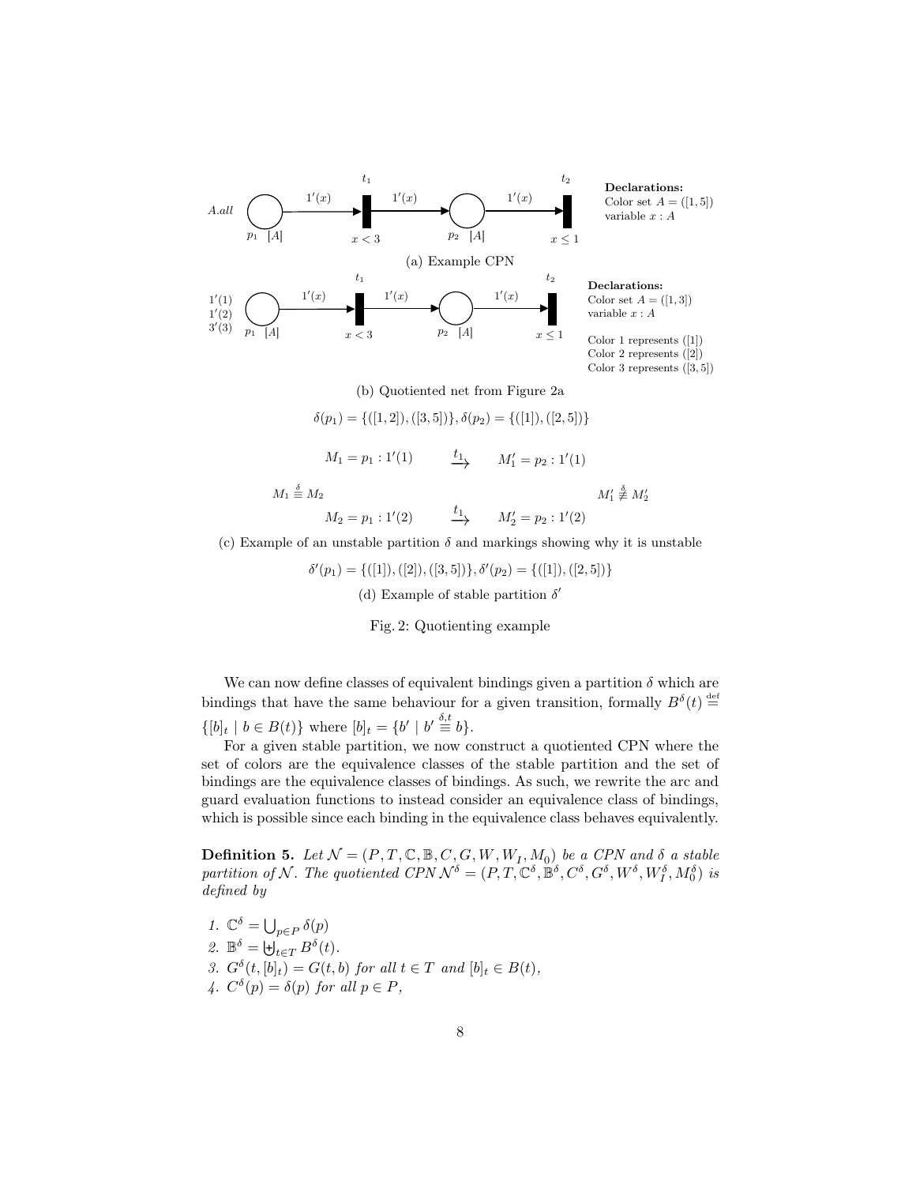A.all

$p_1$ $[A]$ — $1'(x)$ → $t_1$ ($x < 3$) — $1'(x)$ → $p_2$ $[A]$ — $1'(x)$ → $t_2$ ($x \leq 1$)

**Declarations:**
Color set $A = ([1, 5])$
variable $x : A$

(a) Example CPN

$1'(1)$
$1'(2)$
$3'(3)$

$p_1$ $[A]$ — $1'(x)$ → $t_1$ ($x < 3$) — $1'(x)$ → $p_2$ $[A]$ — $1'(x)$ → $t_2$ ($x \leq 1$)

**Declarations:**
Color set $A = ([1, 3])$
variable $x : A$

Color 1 represents $([1])$
Color 2 represents $([2])$
Color 3 represents $([3, 5])$

(b) Quotiented net from Figure 2a

$$\delta(p_1) = \{([1, 2]), ([3, 5])\}, \delta(p_2) = \{([1]), ([2, 5])\}$$

$$M_1 = p_1 : 1'(1) \quad \xrightarrow{t_1} \quad M_1' = p_2 : 1'(1)$$

$$M_1 \overset{\delta}{\equiv} M_2 \qquad\qquad M_1' \overset{\delta}{\not\equiv} M_2'$$

$$M_2 = p_1 : 1'(2) \quad \xrightarrow{t_1} \quad M_2' = p_2 : 1'(2)$$

(c) Example of an unstable partition $\delta$ and markings showing why it is unstable

$$\delta'(p_1) = \{([1]), ([2]), ([3, 5])\}, \delta'(p_2) = \{([1]), ([2, 5])\}$$

(d) Example of stable partition $\delta'$

Fig. 2: Quotienting example

We can now define classes of equivalent bindings given a partition $\delta$ which are bindings that have the same behaviour for a given transition, formally $B^\delta(t) \overset{\text{def}}{=} \{[b]_t \mid b \in B(t)\}$ where $[b]_t = \{b' \mid b' \overset{\delta,t}{\equiv} b\}$.

For a given stable partition, we now construct a quotiented CPN where the set of colors are the equivalence classes of the stable partition and the set of bindings are the equivalence classes of bindings. As such, we rewrite the arc and guard evaluation functions to instead consider an equivalence class of bindings, which is possible since each binding in the equivalence class behaves equivalently.

**Definition 5.** *Let $\mathcal{N} = (P, T, \mathbb{C}, \mathbb{B}, C, G, W, W_I, M_0)$ be a CPN and $\delta$ a stable partition of $\mathcal{N}$. The quotiented CPN $\mathcal{N}^\delta = (P, T, \mathbb{C}^\delta, \mathbb{B}^\delta, C^\delta, G^\delta, W^\delta, W_I^\delta, M_0^\delta)$ is defined by*

1. $\mathbb{C}^\delta = \bigcup_{p \in P} \delta(p)$
2. $\mathbb{B}^\delta = \biguplus_{t \in T} B^\delta(t)$.
3. $G^\delta(t, [b]_t) = G(t, b)$ *for all* $t \in T$ *and* $[b]_t \in B(t)$,
4. $C^\delta(p) = \delta(p)$ *for all* $p \in P$,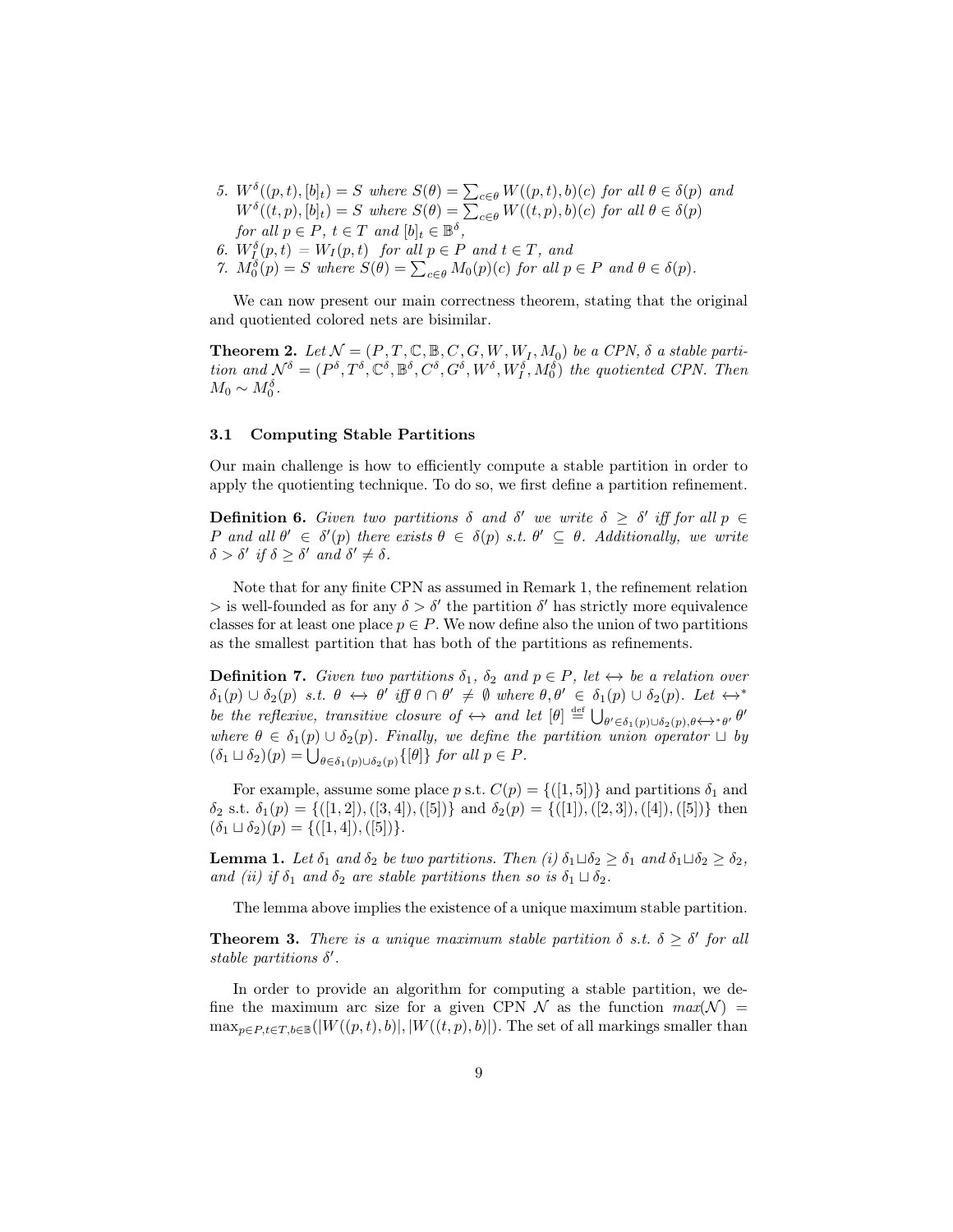5. $W^\delta((p,t),[b]_t) = S$ where $S(\theta) = \sum_{c\in\theta} W((p,t),b)(c)$ for all $\theta \in \delta(p)$ and $W^\delta((t,p),[b]_t) = S$ where $S(\theta) = \sum_{c\in\theta} W((t,p),b)(c)$ for all $\theta \in \delta(p)$ for all $p \in P$, $t \in T$ and $[b]_t \in \mathbb{B}^\delta$,
6. $W_I^\delta(p,t) = W_I(p,t)$ for all $p \in P$ and $t \in T$, and
7. $M_0^\delta(p) = S$ where $S(\theta) = \sum_{c\in\theta} M_0(p)(c)$ for all $p \in P$ and $\theta \in \delta(p)$.

We can now present our main correctness theorem, stating that the original and quotiented colored nets are bisimilar.

**Theorem 2.** *Let $\mathcal{N} = (P, T, \mathbb{C}, \mathbb{B}, C, G, W, W_I, M_0)$ be a CPN, $\delta$ a stable partition and $\mathcal{N}^\delta = (P^\delta, T^\delta, \mathbb{C}^\delta, \mathbb{B}^\delta, C^\delta, G^\delta, W^\delta, W_I^\delta, M_0^\delta)$ the quotiented CPN. Then $M_0 \sim M_0^\delta$.*

### 3.1 Computing Stable Partitions

Our main challenge is how to efficiently compute a stable partition in order to apply the quotienting technique. To do so, we first define a partition refinement.

**Definition 6.** *Given two partitions $\delta$ and $\delta'$ we write $\delta \geq \delta'$ iff for all $p \in P$ and all $\theta' \in \delta'(p)$ there exists $\theta \in \delta(p)$ s.t. $\theta' \subseteq \theta$. Additionally, we write $\delta > \delta'$ if $\delta \geq \delta'$ and $\delta' \neq \delta$.*

Note that for any finite CPN as assumed in Remark 1, the refinement relation $>$ is well-founded as for any $\delta > \delta'$ the partition $\delta'$ has strictly more equivalence classes for at least one place $p \in P$. We now define also the union of two partitions as the smallest partition that has both of the partitions as refinements.

**Definition 7.** *Given two partitions $\delta_1$, $\delta_2$ and $p \in P$, let $\leftrightarrow$ be a relation over $\delta_1(p) \cup \delta_2(p)$ s.t. $\theta \leftrightarrow \theta'$ iff $\theta \cap \theta' \neq \emptyset$ where $\theta, \theta' \in \delta_1(p) \cup \delta_2(p)$. Let $\leftrightarrow^*$ be the reflexive, transitive closure of $\leftrightarrow$ and let $[\theta] \overset{\text{def}}{=} \bigcup_{\theta' \in \delta_1(p)\cup\delta_2(p), \theta \leftrightarrow^* \theta'} \theta'$ where $\theta \in \delta_1(p) \cup \delta_2(p)$. Finally, we define the partition union operator $\sqcup$ by $(\delta_1 \sqcup \delta_2)(p) = \bigcup_{\theta \in \delta_1(p)\cup\delta_2(p)} \{[\theta]\}$ for all $p \in P$.*

For example, assume some place $p$ s.t. $C(p) = \{([1,5])\}$ and partitions $\delta_1$ and $\delta_2$ s.t. $\delta_1(p) = \{([1,2]), ([3,4]), ([5])\}$ and $\delta_2(p) = \{([1]), ([2,3]), ([4]), ([5])\}$ then $(\delta_1 \sqcup \delta_2)(p) = \{([1,4]), ([5])\}$.

**Lemma 1.** *Let $\delta_1$ and $\delta_2$ be two partitions. Then (i) $\delta_1 \sqcup \delta_2 \geq \delta_1$ and $\delta_1 \sqcup \delta_2 \geq \delta_2$, and (ii) if $\delta_1$ and $\delta_2$ are stable partitions then so is $\delta_1 \sqcup \delta_2$.*

The lemma above implies the existence of a unique maximum stable partition.

**Theorem 3.** *There is a unique maximum stable partition $\delta$ s.t. $\delta \geq \delta'$ for all stable partitions $\delta'$.*

In order to provide an algorithm for computing a stable partition, we define the maximum arc size for a given CPN $\mathcal{N}$ as the function $max(\mathcal{N}) = \max_{p\in P, t\in T, b\in\mathbb{B}}(|W((p,t),b)|, |W((t,p),b)|)$. The set of all markings smaller than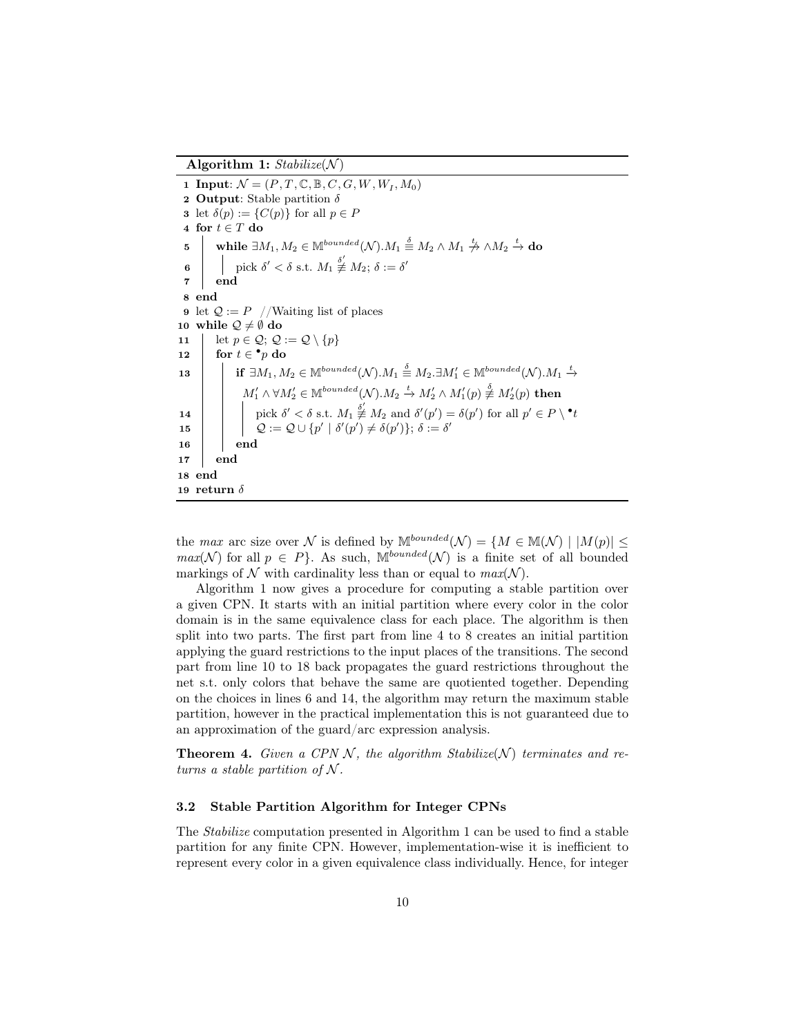**Algorithm 1:** *Stabilize*($\mathcal{N}$)

```
1  Input: N = (P, T, ℂ, 𝔹, C, G, W, W_I, M_0)
2  Output: Stable partition δ
3  let δ(p) := {C(p)} for all p ∈ P
4  for t ∈ T do
5      while ∃M_1, M_2 ∈ 𝕄^bounded(N). M_1 ≡^δ M_2 ∧ M_1 -t-/-> ∧ M_2 -t-> do
6          pick δ' < δ s.t. M_1 ≢^δ' M_2; δ := δ'
7      end
8  end
9  let Q := P   //Waiting list of places
10 while Q ≠ ∅ do
11     let p ∈ Q; Q := Q \ {p}
12     for t ∈ •p do
13         if ∃M_1, M_2 ∈ 𝕄^bounded(N). M_1 ≡^δ M_2. ∃M'_1 ∈ 𝕄^bounded(N). M_1 -t-> 
           M'_1 ∧ ∀M'_2 ∈ 𝕄^bounded(N). M_2 -t-> M'_2 ∧ M'_1(p) ≢^δ M'_2(p) then
14             pick δ' < δ s.t. M_1 ≢^δ' M_2 and δ'(p') = δ(p') for all p' ∈ P \ •t
15             Q := Q ∪ {p' | δ'(p') ≠ δ(p')}; δ := δ'
16         end
17     end
18 end
19 return δ
```

the *max* arc size over $\mathcal{N}$ is defined by $\mathbb{M}^{bounded}(\mathcal{N}) = \{M \in \mathbb{M}(\mathcal{N}) \mid |M(p)| \leq max(\mathcal{N}) \text{ for all } p \in P\}$. As such, $\mathbb{M}^{bounded}(\mathcal{N})$ is a finite set of all bounded markings of $\mathcal{N}$ with cardinality less than or equal to $max(\mathcal{N})$.

Algorithm 1 now gives a procedure for computing a stable partition over a given CPN. It starts with an initial partition where every color in the color domain is in the same equivalence class for each place. The algorithm is then split into two parts. The first part from line 4 to 8 creates an initial partition applying the guard restrictions to the input places of the transitions. The second part from line 10 to 18 back propagates the guard restrictions throughout the net s.t. only colors that behave the same are quotiented together. Depending on the choices in lines 6 and 14, the algorithm may return the maximum stable partition, however in the practical implementation this is not guaranteed due to an approximation of the guard/arc expression analysis.

**Theorem 4.** *Given a CPN $\mathcal{N}$, the algorithm Stabilize($\mathcal{N}$) terminates and returns a stable partition of $\mathcal{N}$.*

### 3.2 Stable Partition Algorithm for Integer CPNs

The *Stabilize* computation presented in Algorithm 1 can be used to find a stable partition for any finite CPN. However, implementation-wise it is inefficient to represent every color in a given equivalence class individually. Hence, for integer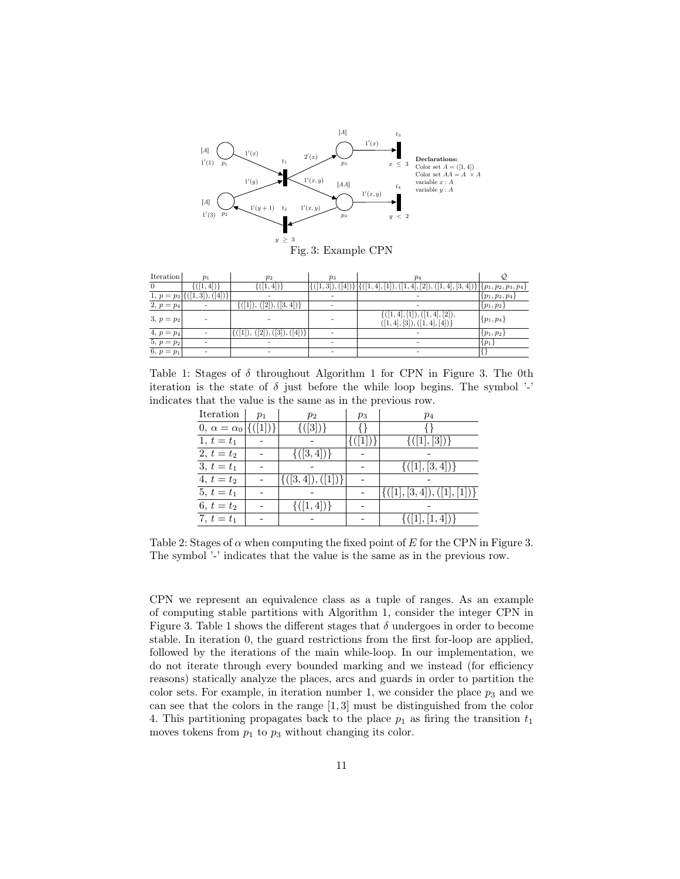Fig. 3: Example CPN

| Iteration | $p_1$ | $p_2$ | $p_3$ | $p_4$ | $\mathcal{Q}$ |
|---|---|---|---|---|---|
| 0 | $\{([1,4])\}$ | $\{([1,4])\}$ | $\{([1,3]),([4])\}$ | $\{([1,4],[1]),([1,4],[2]),([1,4],[3,4])\}$ | $\{p_1,p_2,p_3,p_4\}$ |
| 1, $p=p_3$ | $\{([1,3]),([4])\}$ | - | - | - | $\{p_1,p_2,p_4\}$ |
| 2, $p=p_4$ | - | $\{([1]),([2]),([3,4])\}$ | - | - | $\{p_1,p_2\}$ |
| 3, $p=p_2$ | - | - | - | $\{([1,4],[1]),([1,4],[2]),$ $([1,4],[3]),([1,4],[4])\}$ | $\{p_1,p_4\}$ |
| 4, $p=p_4$ | - | $\{([1]),([2]),([3]),([4])\}$ | - | - | $\{p_1,p_2\}$ |
| 5, $p=p_2$ | - | - | - | - | $\{p_1\}$ |
| 6, $p=p_1$ | - | - | - | - | $\{\}$ |

Table 1: Stages of $\delta$ throughout Algorithm 1 for CPN in Figure 3. The 0th iteration is the state of $\delta$ just before the while loop begins. The symbol '-' indicates that the value is the same as in the previous row.

| Iteration | $p_1$ | $p_2$ | $p_3$ | $p_4$ |
|---|---|---|---|---|
| 0, $\alpha=\alpha_0$ | $\{([1])\}$ | $\{([3])\}$ | $\{\}$ | $\{\}$ |
| 1, $t=t_1$ | - | - | $\{([1])\}$ | $\{([1],[3])\}$ |
| 2, $t=t_2$ | - | $\{([3,4])\}$ | - | - |
| 3, $t=t_1$ | - | - | - | $\{([1],[3,4])\}$ |
| 4, $t=t_2$ | - | $\{([3,4]),([1])\}$ | - | - |
| 5, $t=t_1$ | - | - | - | $\{([1],[3,4]),([1],[1])\}$ |
| 6, $t=t_2$ | - | $\{([1,4])\}$ | - | - |
| 7, $t=t_1$ | - | - | - | $\{([1],[1,4])\}$ |

Table 2: Stages of $\alpha$ when computing the fixed point of $E$ for the CPN in Figure 3. The symbol '-' indicates that the value is the same as in the previous row.

CPN we represent an equivalence class as a tuple of ranges. As an example of computing stable partitions with Algorithm 1, consider the integer CPN in Figure 3. Table 1 shows the different stages that $\delta$ undergoes in order to become stable. In iteration 0, the guard restrictions from the first for-loop are applied, followed by the iterations of the main while-loop. In our implementation, we do not iterate through every bounded marking and we instead (for efficiency reasons) statically analyze the places, arcs and guards in order to partition the color sets. For example, in iteration number 1, we consider the place $p_3$ and we can see that the colors in the range $[1,3]$ must be distinguished from the color 4. This partitioning propagates back to the place $p_1$ as firing the transition $t_1$ moves tokens from $p_1$ to $p_3$ without changing its color.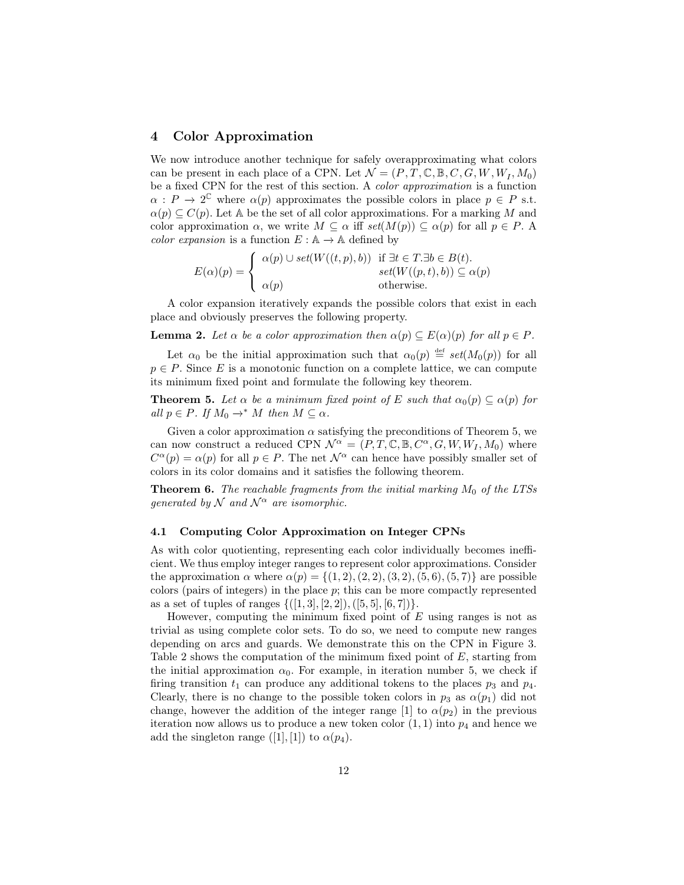## 4 Color Approximation

We now introduce another technique for safely overapproximating what colors can be present in each place of a CPN. Let $\mathcal{N} = (P, T, \mathbb{C}, \mathbb{B}, C, G, W, W_I, M_0)$ be a fixed CPN for the rest of this section. A *color approximation* is a function $\alpha : P \rightarrow 2^{\mathbb{C}}$ where $\alpha(p)$ approximates the possible colors in place $p \in P$ s.t. $\alpha(p) \subseteq C(p)$. Let $\mathbb{A}$ be the set of all color approximations. For a marking $M$ and color approximation $\alpha$, we write $M \subseteq \alpha$ iff $set(M(p)) \subseteq \alpha(p)$ for all $p \in P$. A *color expansion* is a function $E : \mathbb{A} \rightarrow \mathbb{A}$ defined by

$$E(\alpha)(p) = \begin{cases} \alpha(p) \cup set(W((t,p),b)) & \text{if } \exists t \in T. \exists b \in B(t). \\ & \quad set(W((p,t),b)) \subseteq \alpha(p) \\ \alpha(p) & \text{otherwise.} \end{cases}$$

A color expansion iteratively expands the possible colors that exist in each place and obviously preserves the following property.

**Lemma 2.** *Let $\alpha$ be a color approximation then $\alpha(p) \subseteq E(\alpha)(p)$ for all $p \in P$.*

Let $\alpha_0$ be the initial approximation such that $\alpha_0(p) \stackrel{\text{def}}{=} set(M_0(p))$ for all $p \in P$. Since $E$ is a monotonic function on a complete lattice, we can compute its minimum fixed point and formulate the following key theorem.

**Theorem 5.** *Let $\alpha$ be a minimum fixed point of $E$ such that $\alpha_0(p) \subseteq \alpha(p)$ for all $p \in P$. If $M_0 \rightarrow^* M$ then $M \subseteq \alpha$.*

Given a color approximation $\alpha$ satisfying the preconditions of Theorem 5, we can now construct a reduced CPN $\mathcal{N}^\alpha = (P, T, \mathbb{C}, \mathbb{B}, C^\alpha, G, W, W_I, M_0)$ where $C^\alpha(p) = \alpha(p)$ for all $p \in P$. The net $\mathcal{N}^\alpha$ can hence have possibly smaller set of colors in its color domains and it satisfies the following theorem.

**Theorem 6.** *The reachable fragments from the initial marking $M_0$ of the LTSs generated by $\mathcal{N}$ and $\mathcal{N}^\alpha$ are isomorphic.*

### 4.1 Computing Color Approximation on Integer CPNs

As with color quotienting, representing each color individually becomes inefficient. We thus employ integer ranges to represent color approximations. Consider the approximation $\alpha$ where $\alpha(p) = \{(1,2),(2,2),(3,2),(5,6),(5,7)\}$ are possible colors (pairs of integers) in the place $p$; this can be more compactly represented as a set of tuples of ranges $\{([1,3],[2,2]),([5,5],[6,7])\}$.

However, computing the minimum fixed point of $E$ using ranges is not as trivial as using complete color sets. To do so, we need to compute new ranges depending on arcs and guards. We demonstrate this on the CPN in Figure 3. Table 2 shows the computation of the minimum fixed point of $E$, starting from the initial approximation $\alpha_0$. For example, in iteration number 5, we check if firing transition $t_1$ can produce any additional tokens to the places $p_3$ and $p_4$. Clearly, there is no change to the possible token colors in $p_3$ as $\alpha(p_1)$ did not change, however the addition of the integer range $[1]$ to $\alpha(p_2)$ in the previous iteration now allows us to produce a new token color $(1,1)$ into $p_4$ and hence we add the singleton range $([1],[1])$ to $\alpha(p_4)$.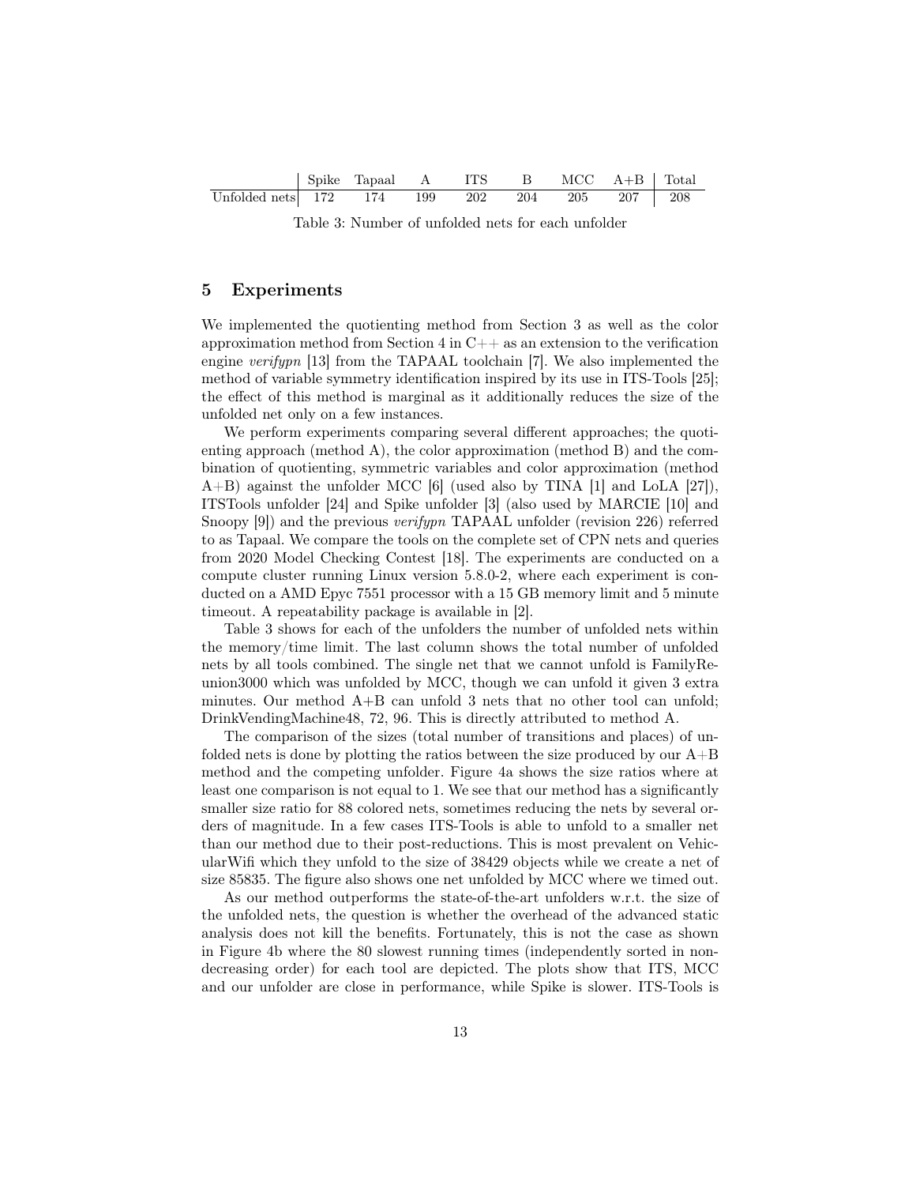|  | Spike | Tapaal | A | ITS | B | MCC | A+B | Total |
|---|---|---|---|---|---|---|---|---|
| Unfolded nets | 172 | 174 | 199 | 202 | 204 | 205 | 207 | 208 |

Table 3: Number of unfolded nets for each unfolder

## 5 Experiments

We implemented the quotienting method from Section 3 as well as the color approximation method from Section 4 in C++ as an extension to the verification engine *verifypn* [13] from the TAPAAL toolchain [7]. We also implemented the method of variable symmetry identification inspired by its use in ITS-Tools [25]; the effect of this method is marginal as it additionally reduces the size of the unfolded net only on a few instances.

We perform experiments comparing several different approaches; the quotienting approach (method A), the color approximation (method B) and the combination of quotienting, symmetric variables and color approximation (method A+B) against the unfolder MCC [6] (used also by TINA [1] and LoLA [27]), ITSTools unfolder [24] and Spike unfolder [3] (also used by MARCIE [10] and Snoopy [9]) and the previous *verifypn* TAPAAL unfolder (revision 226) referred to as Tapaal. We compare the tools on the complete set of CPN nets and queries from 2020 Model Checking Contest [18]. The experiments are conducted on a compute cluster running Linux version 5.8.0-2, where each experiment is conducted on a AMD Epyc 7551 processor with a 15 GB memory limit and 5 minute timeout. A repeatability package is available in [2].

Table 3 shows for each of the unfolders the number of unfolded nets within the memory/time limit. The last column shows the total number of unfolded nets by all tools combined. The single net that we cannot unfold is FamilyReunion3000 which was unfolded by MCC, though we can unfold it given 3 extra minutes. Our method A+B can unfold 3 nets that no other tool can unfold; DrinkVendingMachine48, 72, 96. This is directly attributed to method A.

The comparison of the sizes (total number of transitions and places) of unfolded nets is done by plotting the ratios between the size produced by our A+B method and the competing unfolder. Figure 4a shows the size ratios where at least one comparison is not equal to 1. We see that our method has a significantly smaller size ratio for 88 colored nets, sometimes reducing the nets by several orders of magnitude. In a few cases ITS-Tools is able to unfold to a smaller net than our method due to their post-reductions. This is most prevalent on VehicularWifi which they unfold to the size of 38429 objects while we create a net of size 85835. The figure also shows one net unfolded by MCC where we timed out.

As our method outperforms the state-of-the-art unfolders w.r.t. the size of the unfolded nets, the question is whether the overhead of the advanced static analysis does not kill the benefits. Fortunately, this is not the case as shown in Figure 4b where the 80 slowest running times (independently sorted in non-decreasing order) for each tool are depicted. The plots show that ITS, MCC and our unfolder are close in performance, while Spike is slower. ITS-Tools is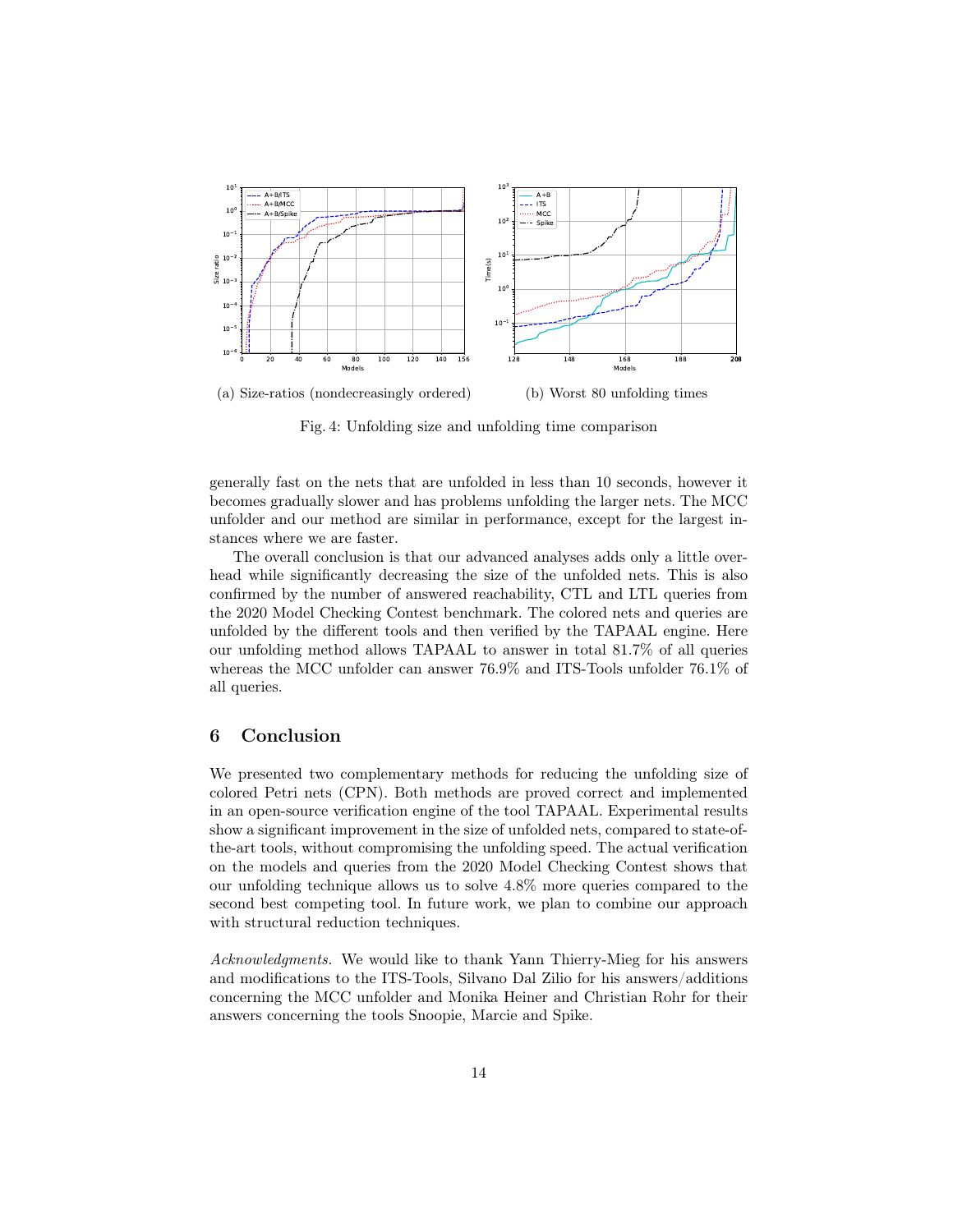(a) Size-ratios (nondecreasingly ordered)

(b) Worst 80 unfolding times

Fig. 4: Unfolding size and unfolding time comparison

generally fast on the nets that are unfolded in less than 10 seconds, however it becomes gradually slower and has problems unfolding the larger nets. The MCC unfolder and our method are similar in performance, except for the largest instances where we are faster.

The overall conclusion is that our advanced analyses adds only a little overhead while significantly decreasing the size of the unfolded nets. This is also confirmed by the number of answered reachability, CTL and LTL queries from the 2020 Model Checking Contest benchmark. The colored nets and queries are unfolded by the different tools and then verified by the TAPAAL engine. Here our unfolding method allows TAPAAL to answer in total 81.7% of all queries whereas the MCC unfolder can answer 76.9% and ITS-Tools unfolder 76.1% of all queries.

## 6 Conclusion

We presented two complementary methods for reducing the unfolding size of colored Petri nets (CPN). Both methods are proved correct and implemented in an open-source verification engine of the tool TAPAAL. Experimental results show a significant improvement in the size of unfolded nets, compared to state-of-the-art tools, without compromising the unfolding speed. The actual verification on the models and queries from the 2020 Model Checking Contest shows that our unfolding technique allows us to solve 4.8% more queries compared to the second best competing tool. In future work, we plan to combine our approach with structural reduction techniques.

*Acknowledgments.* We would like to thank Yann Thierry-Mieg for his answers and modifications to the ITS-Tools, Silvano Dal Zilio for his answers/additions concerning the MCC unfolder and Monika Heiner and Christian Rohr for their answers concerning the tools Snoopie, Marcie and Spike.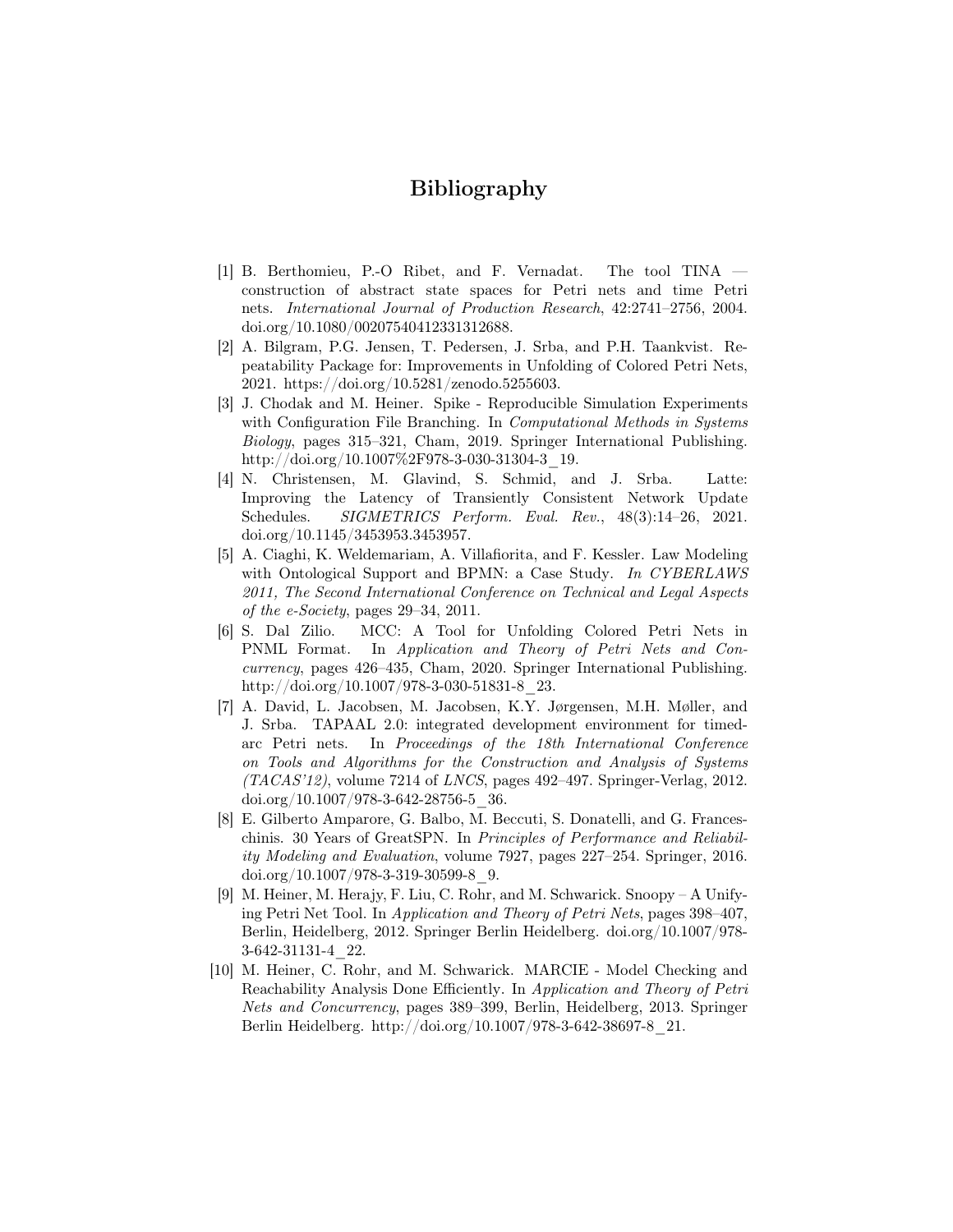# Bibliography

[1] B. Berthomieu, P.-O Ribet, and F. Vernadat. The tool TINA — construction of abstract state spaces for Petri nets and time Petri nets. *International Journal of Production Research*, 42:2741–2756, 2004. doi.org/10.1080/00207540412331312688.

[2] A. Bilgram, P.G. Jensen, T. Pedersen, J. Srba, and P.H. Taankvist. Repeatability Package for: Improvements in Unfolding of Colored Petri Nets, 2021. https://doi.org/10.5281/zenodo.5255603.

[3] J. Chodak and M. Heiner. Spike - Reproducible Simulation Experiments with Configuration File Branching. In *Computational Methods in Systems Biology*, pages 315–321, Cham, 2019. Springer International Publishing. http://doi.org/10.1007%2F978-3-030-31304-3_19.

[4] N. Christensen, M. Glavind, S. Schmid, and J. Srba. Latte: Improving the Latency of Transiently Consistent Network Update Schedules. *SIGMETRICS Perform. Eval. Rev.*, 48(3):14–26, 2021. doi.org/10.1145/3453953.3453957.

[5] A. Ciaghi, K. Weldemariam, A. Villafiorita, and F. Kessler. Law Modeling with Ontological Support and BPMN: a Case Study. *In CYBERLAWS 2011, The Second International Conference on Technical and Legal Aspects of the e-Society*, pages 29–34, 2011.

[6] S. Dal Zilio. MCC: A Tool for Unfolding Colored Petri Nets in PNML Format. In *Application and Theory of Petri Nets and Concurrency*, pages 426–435, Cham, 2020. Springer International Publishing. http://doi.org/10.1007/978-3-030-51831-8_23.

[7] A. David, L. Jacobsen, M. Jacobsen, K.Y. Jørgensen, M.H. Møller, and J. Srba. TAPAAL 2.0: integrated development environment for timed-arc Petri nets. In *Proceedings of the 18th International Conference on Tools and Algorithms for the Construction and Analysis of Systems (TACAS'12)*, volume 7214 of *LNCS*, pages 492–497. Springer-Verlag, 2012. doi.org/10.1007/978-3-642-28756-5_36.

[8] E. Gilberto Amparore, G. Balbo, M. Beccuti, S. Donatelli, and G. Franceschinis. 30 Years of GreatSPN. In *Principles of Performance and Reliability Modeling and Evaluation*, volume 7927, pages 227–254. Springer, 2016. doi.org/10.1007/978-3-319-30599-8_9.

[9] M. Heiner, M. Herajy, F. Liu, C. Rohr, and M. Schwarick. Snoopy – A Unifying Petri Net Tool. In *Application and Theory of Petri Nets*, pages 398–407, Berlin, Heidelberg, 2012. Springer Berlin Heidelberg. doi.org/10.1007/978-3-642-31131-4_22.

[10] M. Heiner, C. Rohr, and M. Schwarick. MARCIE - Model Checking and Reachability Analysis Done Efficiently. In *Application and Theory of Petri Nets and Concurrency*, pages 389–399, Berlin, Heidelberg, 2013. Springer Berlin Heidelberg. http://doi.org/10.1007/978-3-642-38697-8_21.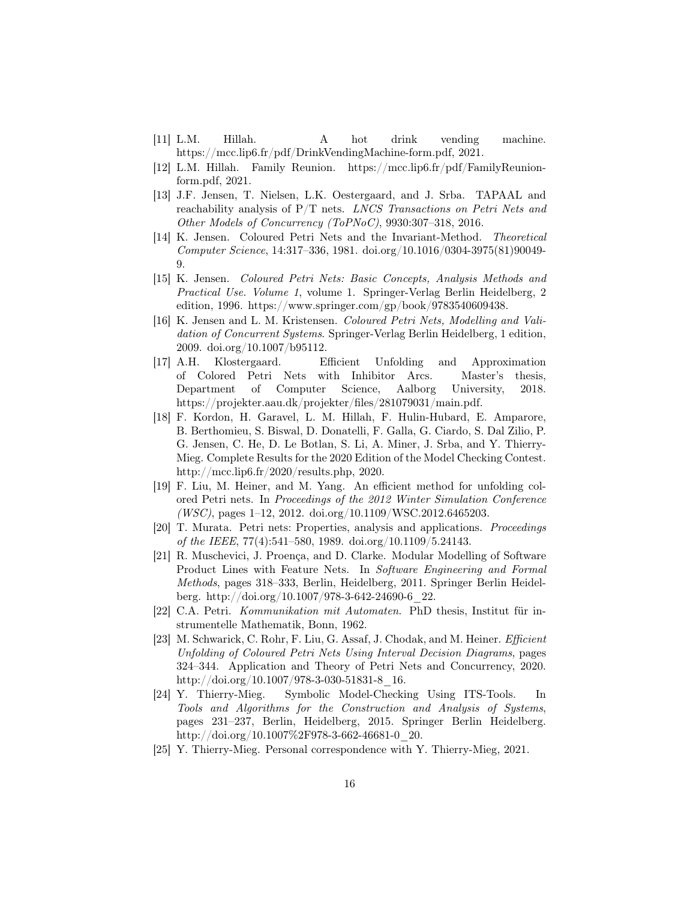- [11] L.M. Hillah. A hot drink vending machine. https://mcc.lip6.fr/pdf/DrinkVendingMachine-form.pdf, 2021.
- [12] L.M. Hillah. Family Reunion. https://mcc.lip6.fr/pdf/FamilyReunion-form.pdf, 2021.
- [13] J.F. Jensen, T. Nielsen, L.K. Oestergaard, and J. Srba. TAPAAL and reachability analysis of P/T nets. *LNCS Transactions on Petri Nets and Other Models of Concurrency (ToPNoC)*, 9930:307–318, 2016.
- [14] K. Jensen. Coloured Petri Nets and the Invariant-Method. *Theoretical Computer Science*, 14:317–336, 1981. doi.org/10.1016/0304-3975(81)90049-9.
- [15] K. Jensen. *Coloured Petri Nets: Basic Concepts, Analysis Methods and Practical Use. Volume 1*, volume 1. Springer-Verlag Berlin Heidelberg, 2 edition, 1996. https://www.springer.com/gp/book/9783540609438.
- [16] K. Jensen and L. M. Kristensen. *Coloured Petri Nets, Modelling and Validation of Concurrent Systems*. Springer-Verlag Berlin Heidelberg, 1 edition, 2009. doi.org/10.1007/b95112.
- [17] A.H. Klostergaard. Efficient Unfolding and Approximation of Colored Petri Nets with Inhibitor Arcs. Master's thesis, Department of Computer Science, Aalborg University, 2018. https://projekter.aau.dk/projekter/files/281079031/main.pdf.
- [18] F. Kordon, H. Garavel, L. M. Hillah, F. Hulin-Hubard, E. Amparore, B. Berthomieu, S. Biswal, D. Donatelli, F. Galla, G. Ciardo, S. Dal Zilio, P. G. Jensen, C. He, D. Le Botlan, S. Li, A. Miner, J. Srba, and Y. Thierry-Mieg. Complete Results for the 2020 Edition of the Model Checking Contest. http://mcc.lip6.fr/2020/results.php, 2020.
- [19] F. Liu, M. Heiner, and M. Yang. An efficient method for unfolding colored Petri nets. In *Proceedings of the 2012 Winter Simulation Conference (WSC)*, pages 1–12, 2012. doi.org/10.1109/WSC.2012.6465203.
- [20] T. Murata. Petri nets: Properties, analysis and applications. *Proceedings of the IEEE*, 77(4):541–580, 1989. doi.org/10.1109/5.24143.
- [21] R. Muschevici, J. Proença, and D. Clarke. Modular Modelling of Software Product Lines with Feature Nets. In *Software Engineering and Formal Methods*, pages 318–333, Berlin, Heidelberg, 2011. Springer Berlin Heidelberg. http://doi.org/10.1007/978-3-642-24690-6_22.
- [22] C.A. Petri. *Kommunikation mit Automaten*. PhD thesis, Institut für instrumentelle Mathematik, Bonn, 1962.
- [23] M. Schwarick, C. Rohr, F. Liu, G. Assaf, J. Chodak, and M. Heiner. *Efficient Unfolding of Coloured Petri Nets Using Interval Decision Diagrams*, pages 324–344. Application and Theory of Petri Nets and Concurrency, 2020. http://doi.org/10.1007/978-3-030-51831-8_16.
- [24] Y. Thierry-Mieg. Symbolic Model-Checking Using ITS-Tools. In *Tools and Algorithms for the Construction and Analysis of Systems*, pages 231–237, Berlin, Heidelberg, 2015. Springer Berlin Heidelberg. http://doi.org/10.1007%2F978-3-662-46681-0_20.
- [25] Y. Thierry-Mieg. Personal correspondence with Y. Thierry-Mieg, 2021.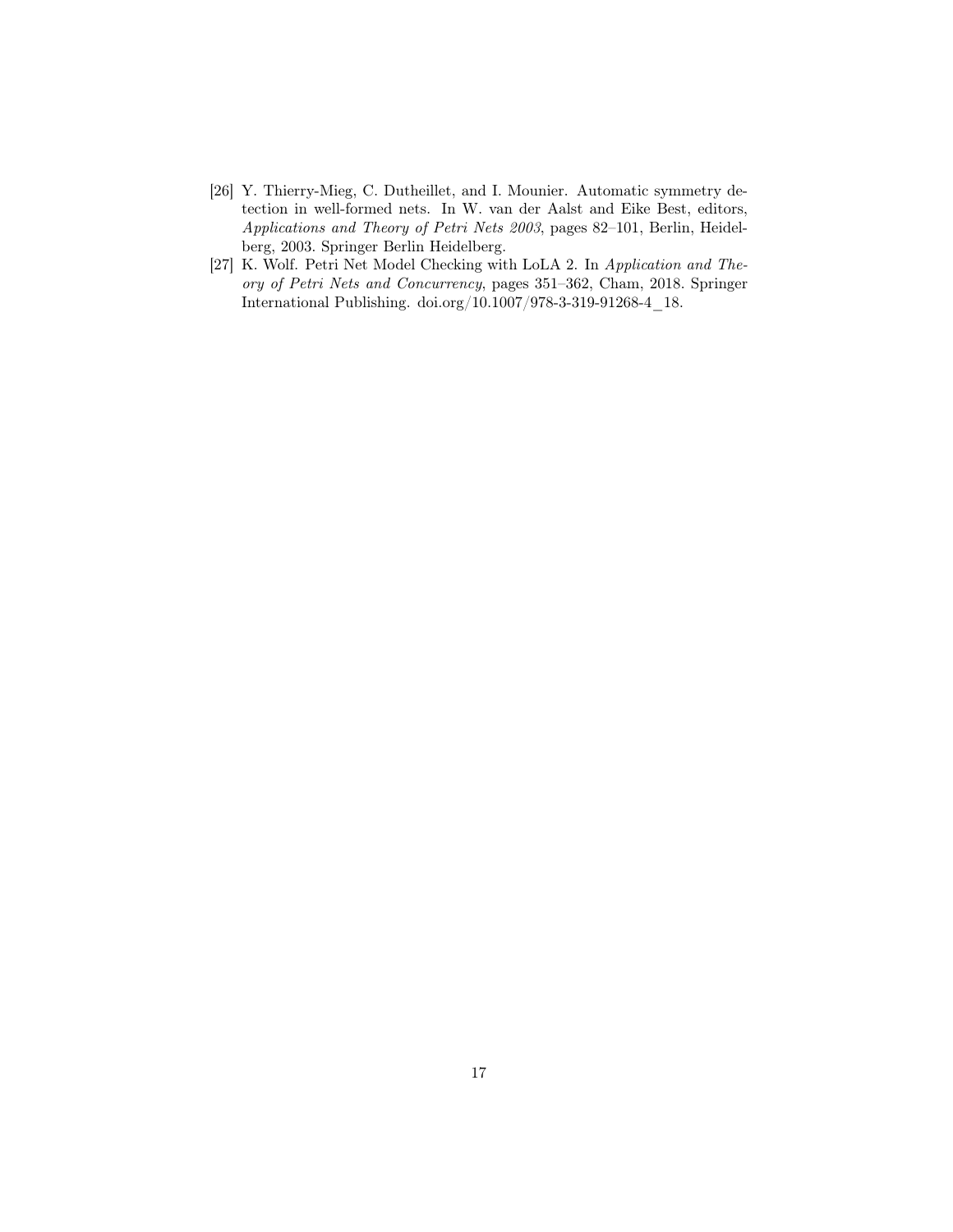[26] Y. Thierry-Mieg, C. Dutheillet, and I. Mounier. Automatic symmetry detection in well-formed nets. In W. van der Aalst and Eike Best, editors, *Applications and Theory of Petri Nets 2003*, pages 82–101, Berlin, Heidelberg, 2003. Springer Berlin Heidelberg.

[27] K. Wolf. Petri Net Model Checking with LoLA 2. In *Application and Theory of Petri Nets and Concurrency*, pages 351–362, Cham, 2018. Springer International Publishing. doi.org/10.1007/978-3-319-91268-4_18.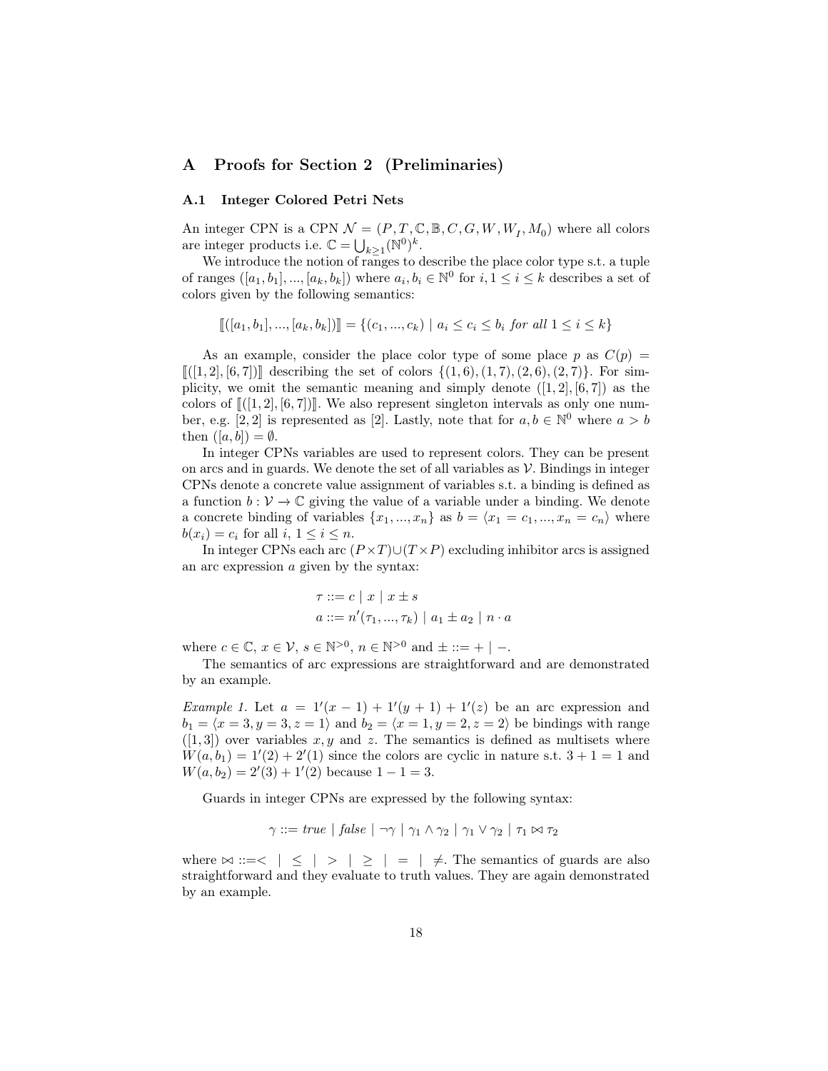# A Proofs for Section 2 (Preliminaries)

## A.1 Integer Colored Petri Nets

An integer CPN is a CPN $\mathcal{N} = (P, T, \mathbb{C}, \mathbb{B}, C, G, W, W_I, M_0)$ where all colors are integer products i.e. $\mathbb{C} = \bigcup_{k \geq 1} (\mathbb{N}^0)^k$.

We introduce the notion of ranges to describe the place color type s.t. a tuple of ranges $([a_1, b_1], ..., [a_k, b_k])$ where $a_i, b_i \in \mathbb{N}^0$ for $i, 1 \leq i \leq k$ describes a set of colors given by the following semantics:

$$[\![([a_1, b_1], ..., [a_k, b_k])]\!] = \{(c_1, ..., c_k) \mid a_i \leq c_i \leq b_i \textit{ for all } 1 \leq i \leq k\}$$

As an example, consider the place color type of some place $p$ as $C(p) = [\![([1, 2], [6, 7])]\!]$ describing the set of colors $\{(1, 6), (1, 7), (2, 6), (2, 7)\}$. For simplicity, we omit the semantic meaning and simply denote $([1, 2], [6, 7])$ as the colors of $[\![([1, 2], [6, 7])]\!]$. We also represent singleton intervals as only one number, e.g. $[2, 2]$ is represented as $[2]$. Lastly, note that for $a, b \in \mathbb{N}^0$ where $a > b$ then $([a, b]) = \emptyset$.

In integer CPNs variables are used to represent colors. They can be present on arcs and in guards. We denote the set of all variables as $\mathcal{V}$. Bindings in integer CPNs denote a concrete value assignment of variables s.t. a binding is defined as a function $b : \mathcal{V} \to \mathbb{C}$ giving the value of a variable under a binding. We denote a concrete binding of variables $\{x_1, ..., x_n\}$ as $b = \langle x_1 = c_1, ..., x_n = c_n \rangle$ where $b(x_i) = c_i$ for all $i, 1 \leq i \leq n$.

In integer CPNs each arc $(P \times T) \cup (T \times P)$ excluding inhibitor arcs is assigned an arc expression $a$ given by the syntax:

$$\tau ::= c \mid x \mid x \pm s$$
$$a ::= n'(\tau_1, ..., \tau_k) \mid a_1 \pm a_2 \mid n \cdot a$$

where $c \in \mathbb{C}$, $x \in \mathcal{V}$, $s \in \mathbb{N}^{>0}$, $n \in \mathbb{N}^{>0}$ and $\pm ::= + \mid -$.

The semantics of arc expressions are straightforward and are demonstrated by an example.

*Example 1.* Let $a = 1'(x - 1) + 1'(y + 1) + 1'(z)$ be an arc expression and $b_1 = \langle x = 3, y = 3, z = 1 \rangle$ and $b_2 = \langle x = 1, y = 2, z = 2 \rangle$ be bindings with range $([1, 3])$ over variables $x, y$ and $z$. The semantics is defined as multisets where $W(a, b_1) = 1'(2) + 2'(1)$ since the colors are cyclic in nature s.t. $3 + 1 = 1$ and $W(a, b_2) = 2'(3) + 1'(2)$ because $1 - 1 = 3$.

Guards in integer CPNs are expressed by the following syntax:

$$\gamma ::= \textit{true} \mid \textit{false} \mid \neg\gamma \mid \gamma_1 \wedge \gamma_2 \mid \gamma_1 \vee \gamma_2 \mid \tau_1 \bowtie \tau_2$$

where $\bowtie ::= < \mid \leq \mid > \mid \geq \mid = \mid \neq$. The semantics of guards are also straightforward and they evaluate to truth values. They are again demonstrated by an example.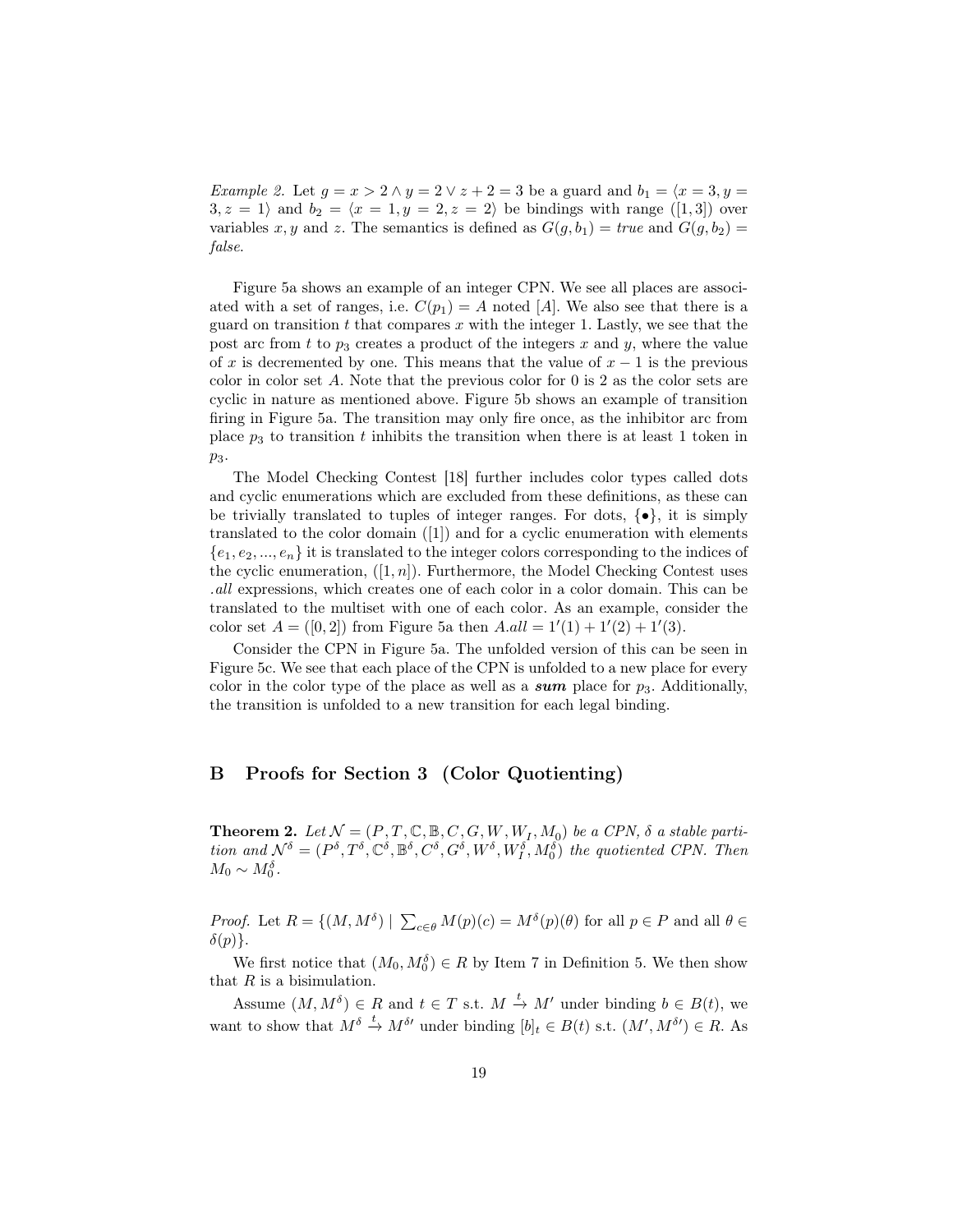*Example 2.* Let $g = x > 2 \wedge y = 2 \vee z + 2 = 3$ be a guard and $b_1 = \langle x = 3, y = 3, z = 1\rangle$ and $b_2 = \langle x = 1, y = 2, z = 2\rangle$ be bindings with range $([1, 3])$ over variables $x, y$ and $z$. The semantics is defined as $G(g, b_1) = \mathit{true}$ and $G(g, b_2) = \mathit{false}$.

Figure 5a shows an example of an integer CPN. We see all places are associated with a set of ranges, i.e. $C(p_1) = A$ noted $[A]$. We also see that there is a guard on transition $t$ that compares $x$ with the integer 1. Lastly, we see that the post arc from $t$ to $p_3$ creates a product of the integers $x$ and $y$, where the value of $x$ is decremented by one. This means that the value of $x - 1$ is the previous color in color set $A$. Note that the previous color for 0 is 2 as the color sets are cyclic in nature as mentioned above. Figure 5b shows an example of transition firing in Figure 5a. The transition may only fire once, as the inhibitor arc from place $p_3$ to transition $t$ inhibits the transition when there is at least 1 token in $p_3$.

The Model Checking Contest [18] further includes color types called dots and cyclic enumerations which are excluded from these definitions, as these can be trivially translated to tuples of integer ranges. For dots, $\{\bullet\}$, it is simply translated to the color domain $([1])$ and for a cyclic enumeration with elements $\{e_1, e_2, ..., e_n\}$ it is translated to the integer colors corresponding to the indices of the cyclic enumeration, $([1, n])$. Furthermore, the Model Checking Contest uses *.all* expressions, which creates one of each color in a color domain. This can be translated to the multiset with one of each color. As an example, consider the color set $A = ([0, 2])$ from Figure 5a then $A.all = 1'(1) + 1'(2) + 1'(3)$.

Consider the CPN in Figure 5a. The unfolded version of this can be seen in Figure 5c. We see that each place of the CPN is unfolded to a new place for every color in the color type of the place as well as a ***sum*** place for $p_3$. Additionally, the transition is unfolded to a new transition for each legal binding.

## B Proofs for Section 3 (Color Quotienting)

**Theorem 2.** *Let $\mathcal{N} = (P, T, \mathbb{C}, \mathbb{B}, C, G, W, W_I, M_0)$ be a CPN, $\delta$ a stable partition and $\mathcal{N}^\delta = (P^\delta, T^\delta, \mathbb{C}^\delta, \mathbb{B}^\delta, C^\delta, G^\delta, W^\delta, W_I^\delta, M_0^\delta)$ the quotiented CPN. Then $M_0 \sim M_0^\delta$.*

*Proof.* Let $R = \{(M, M^\delta) \mid \sum_{c \in \theta} M(p)(c) = M^\delta(p)(\theta)$ for all $p \in P$ and all $\theta \in \delta(p)\}$.

We first notice that $(M_0, M_0^\delta) \in R$ by Item 7 in Definition 5. We then show that $R$ is a bisimulation.

Assume $(M, M^\delta) \in R$ and $t \in T$ s.t. $M \xrightarrow{t} M'$ under binding $b \in B(t)$, we want to show that $M^\delta \xrightarrow{t} M^{\delta\prime}$ under binding $[b]_t \in B(t)$ s.t. $(M', M^{\delta\prime}) \in R$. As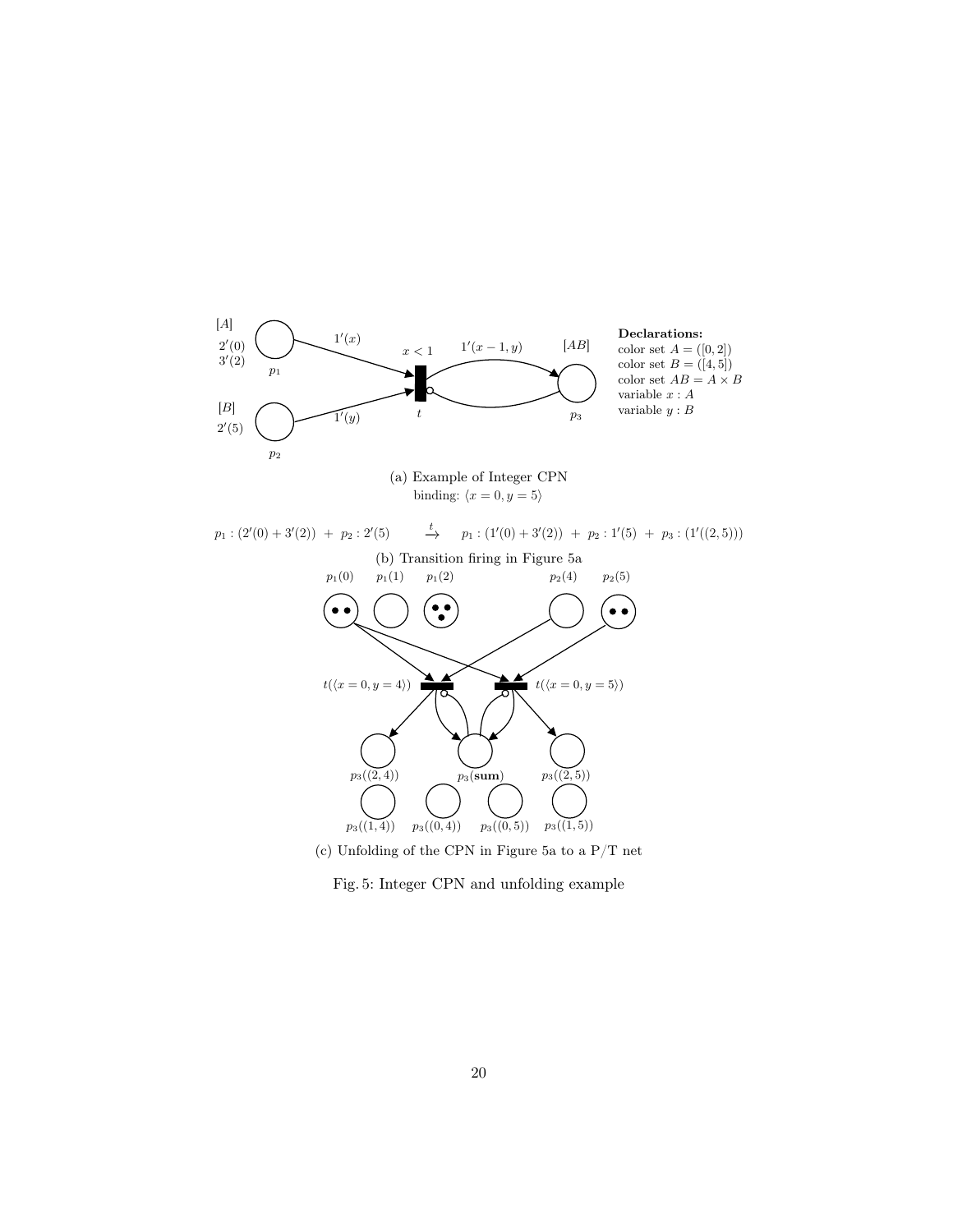(a) Example of Integer CPN
binding: $\langle x = 0, y = 5 \rangle$

$$p_1 : (2'(0) + 3'(2)) \; + \; p_2 : 2'(5) \quad \xrightarrow{t} \quad p_1 : (1'(0) + 3'(2)) \; + \; p_2 : 1'(5) \; + \; p_3 : (1'((2,5)))$$

(b) Transition firing in Figure 5a

(c) Unfolding of the CPN in Figure 5a to a P/T net

Fig. 5: Integer CPN and unfolding example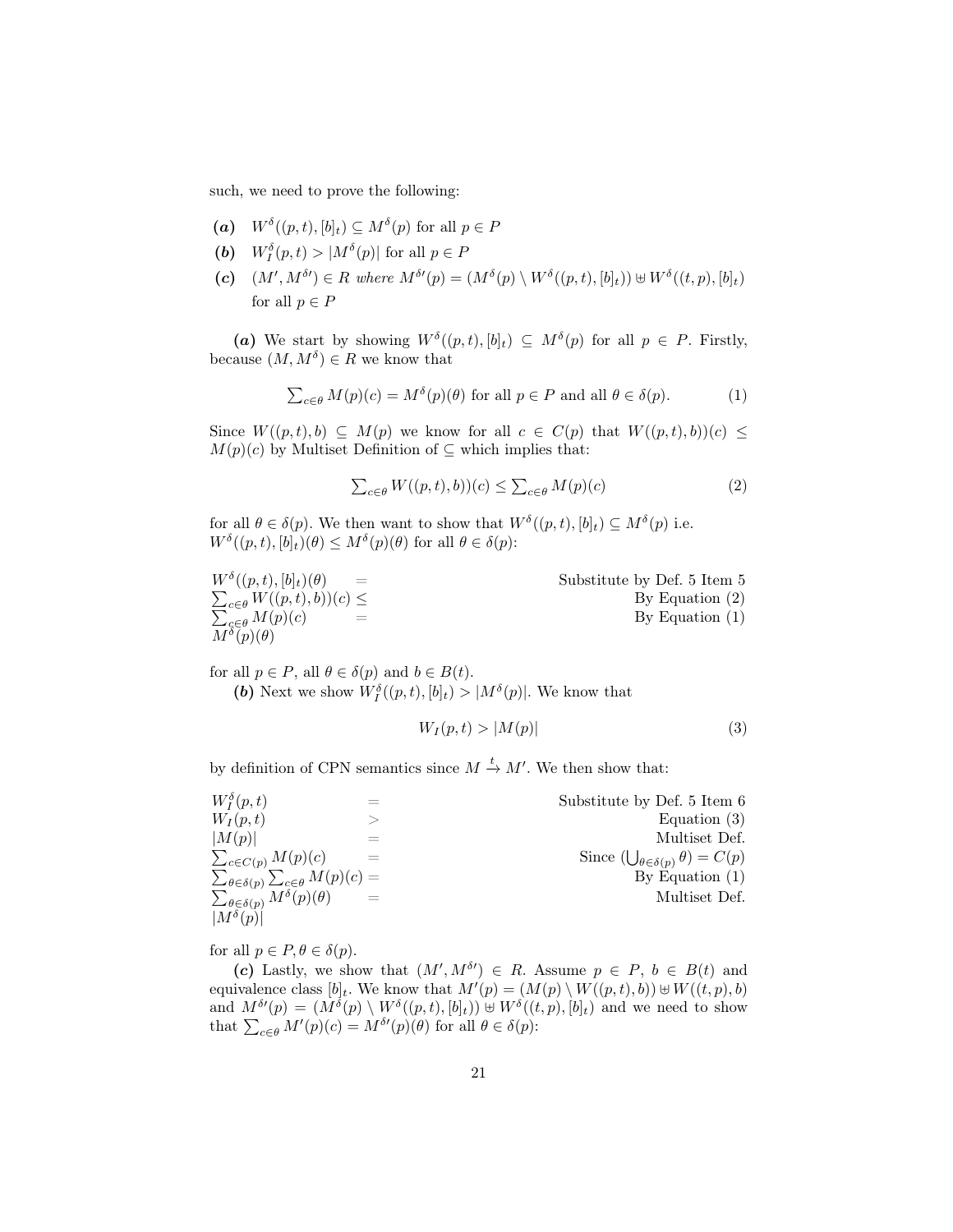such, we need to prove the following:

- ***(a)*** $W^\delta((p,t),[b]_t) \subseteq M^\delta(p)$ for all $p \in P$
- ***(b)*** $W_I^\delta(p,t) > |M^\delta(p)|$ for all $p \in P$
- ***(c)*** $(M', M^{\delta\prime}) \in R$ *where* $M^{\delta\prime}(p) = (M^\delta(p) \setminus W^\delta((p,t),[b]_t)) \uplus W^\delta((t,p),[b]_t)$ for all $p \in P$

***(a)*** We start by showing $W^\delta((p,t),[b]_t) \subseteq M^\delta(p)$ for all $p \in P$. Firstly, because $(M, M^\delta) \in R$ we know that

$$\textstyle\sum_{c\in\theta} M(p)(c) = M^\delta(p)(\theta) \text{ for all } p \in P \text{ and all } \theta \in \delta(p). \tag{1}$$

Since $W((p,t),b) \subseteq M(p)$ we know for all $c \in C(p)$ that $W((p,t),b))(c) \leq M(p)(c)$ by Multiset Definition of $\subseteq$ which implies that:

$$\textstyle\sum_{c\in\theta} W((p,t),b))(c) \leq \sum_{c\in\theta} M(p)(c) \tag{2}$$

for all $\theta \in \delta(p)$. We then want to show that $W^\delta((p,t),[b]_t) \subseteq M^\delta(p)$ i.e. $W^\delta((p,t),[b]_t)(\theta) \leq M^\delta(p)(\theta)$ for all $\theta \in \delta(p)$:

| | | |
|---|---|---|
| $W^\delta((p,t),[b]_t)(\theta)$ | $=$ | Substitute by Def. 5 Item 5 |
| $\sum_{c\in\theta} W((p,t),b))(c)$ | $\leq$ | By Equation (2) |
| $\sum_{c\in\theta} M(p)(c)$ | $=$ | By Equation (1) |
| $M^\delta(p)(\theta)$ | | |

for all $p \in P$, all $\theta \in \delta(p)$ and $b \in B(t)$.

***(b)*** Next we show $W_I^\delta((p,t),[b]_t) > |M^\delta(p)|$. We know that

$$W_I(p,t) > |M(p)| \tag{3}$$

by definition of CPN semantics since $M \xrightarrow{t} M'$. We then show that:

| | | |
|---|---|---|
| $W_I^\delta(p,t)$ | $=$ | Substitute by Def. 5 Item 6 |
| $W_I(p,t)$ | $>$ | Equation (3) |
| $\lvert M(p)\rvert$ | $=$ | Multiset Def. |
| $\sum_{c\in C(p)} M(p)(c)$ | $=$ | Since $(\bigcup_{\theta\in\delta(p)} \theta) = C(p)$ |
| $\sum_{\theta\in\delta(p)} \sum_{c\in\theta} M(p)(c)$ | $=$ | By Equation (1) |
| $\sum_{\theta\in\delta(p)} M^\delta(p)(\theta)$ | $=$ | Multiset Def. |
| $\lvert M^\delta(p)\rvert$ | | |

for all $p \in P, \theta \in \delta(p)$.

***(c)*** Lastly, we show that $(M', M^{\delta\prime}) \in R$. Assume $p \in P$, $b \in B(t)$ and equivalence class $[b]_t$. We know that $M'(p) = (M(p) \setminus W((p,t),b)) \uplus W((t,p),b)$ and $M^{\delta\prime}(p) = (M^\delta(p) \setminus W^\delta((p,t),[b]_t)) \uplus W^\delta((t,p),[b]_t)$ and we need to show that $\sum_{c\in\theta} M'(p)(c) = M^{\delta\prime}(p)(\theta)$ for all $\theta \in \delta(p)$: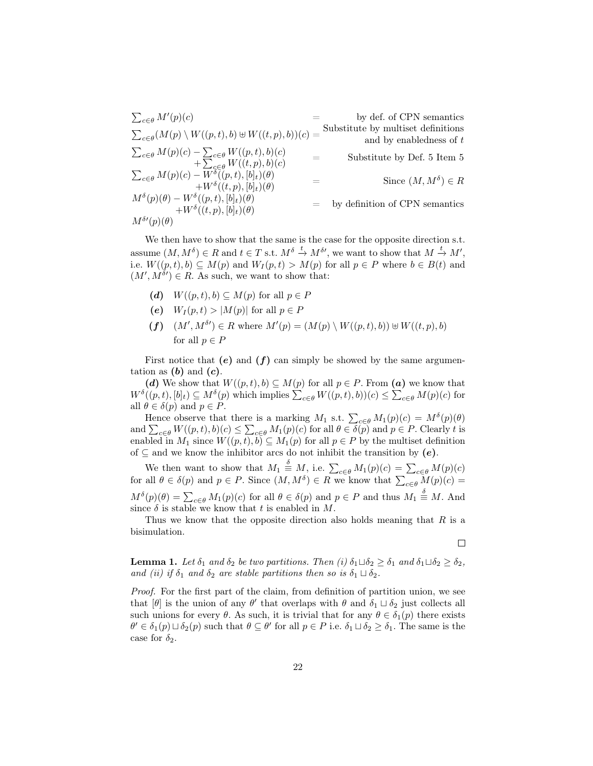$$
\begin{array}{lcr}
\sum_{c\in\theta} M'(p)(c) & = & \text{by def. of CPN semantics} \\
\sum_{c\in\theta} (M(p) \setminus W((p,t),b) \uplus W((t,p),b))(c) & = & \text{Substitute by multiset definitions} \\
& & \text{and by enabledness of } t \\
\sum_{c\in\theta} M(p)(c) - \sum_{c\in\theta} W((p,t),b)(c) & & \\
\quad + \sum_{c\in\theta} W((t,p),b)(c) & = & \text{Substitute by Def. 5 Item 5} \\
\sum_{c\in\theta} M(p)(c) - W^{\delta}((p,t),[b]_t)(\theta) & & \\
\quad + W^{\delta}((t,p),[b]_t)(\theta) & = & \text{Since } (M, M^{\delta}) \in R \\
M^{\delta}(p)(\theta) - W^{\delta}((p,t),[b]_t)(\theta) & & \\
\quad + W^{\delta}((t,p),[b]_t)(\theta) & = & \text{by definition of CPN semantics} \\
M^{\delta\prime}(p)(\theta) & &
\end{array}
$$

We then have to show that the same is the case for the opposite direction s.t. assume $(M, M^{\delta}) \in R$ and $t \in T$ s.t. $M^{\delta} \xrightarrow{t} M^{\delta\prime}$, we want to show that $M \xrightarrow{t} M'$, i.e. $W((p,t),b) \subseteq M(p)$ and $W_I(p,t) > M(p)$ for all $p \in P$ where $b \in B(t)$ and $(M', M^{\delta\prime}) \in R$. As such, we want to show that:

- ***(d)*** $W((p,t),b) \subseteq M(p)$ for all $p \in P$
- ***(e)*** $W_I(p,t) > |M(p)|$ for all $p \in P$
- ***(f)*** $(M', M^{\delta\prime}) \in R$ where $M'(p) = (M(p) \setminus W((p,t),b)) \uplus W((t,p),b)$ for all $p \in P$

First notice that ***(e)*** and ***(f)*** can simply be showed by the same argumentation as ***(b)*** and ***(c)***.

***(d)*** We show that $W((p,t),b) \subseteq M(p)$ for all $p \in P$. From ***(a)*** we know that $W^{\delta}((p,t),[b]_t) \subseteq M^{\delta}(p)$ which implies $\sum_{c\in\theta} W((p,t),b))(c) \leq \sum_{c\in\theta} M(p)(c)$ for all $\theta \in \delta(p)$ and $p \in P$.

Hence observe that there is a marking $M_1$ s.t. $\sum_{c\in\theta} M_1(p)(c) = M^{\delta}(p)(\theta)$ and $\sum_{c\in\theta} W((p,t),b)(c) \leq \sum_{c\in\theta} M_1(p)(c)$ for all $\theta \in \delta(p)$ and $p \in P$. Clearly $t$ is enabled in $M_1$ since $W((p,t),b) \subseteq M_1(p)$ for all $p \in P$ by the multiset definition of $\subseteq$ and we know the inhibitor arcs do not inhibit the transition by ***(e)***.

We then want to show that $M_1 \overset{\delta}{\equiv} M$, i.e. $\sum_{c\in\theta} M_1(p)(c) = \sum_{c\in\theta} M(p)(c)$ for all $\theta \in \delta(p)$ and $p \in P$. Since $(M, M^{\delta}) \in R$ we know that $\sum_{c\in\theta} M(p)(c) = M^{\delta}(p)(\theta) = \sum_{c\in\theta} M_1(p)(c)$ for all $\theta \in \delta(p)$ and $p \in P$ and thus $M_1 \overset{\delta}{\equiv} M$. And since $\delta$ is stable we know that $t$ is enabled in $M$.

Thus we know that the opposite direction also holds meaning that $R$ is a bisimulation.

□

**Lemma 1.** *Let $\delta_1$ and $\delta_2$ be two partitions. Then (i) $\delta_1 \sqcup \delta_2 \geq \delta_1$ and $\delta_1 \sqcup \delta_2 \geq \delta_2$, and (ii) if $\delta_1$ and $\delta_2$ are stable partitions then so is $\delta_1 \sqcup \delta_2$.*

*Proof.* For the first part of the claim, from definition of partition union, we see that $[\theta]$ is the union of any $\theta'$ that overlaps with $\theta$ and $\delta_1 \sqcup \delta_2$ just collects all such unions for every $\theta$. As such, it is trivial that for any $\theta \in \delta_1(p)$ there exists $\theta' \in \delta_1(p) \sqcup \delta_2(p)$ such that $\theta \subseteq \theta'$ for all $p \in P$ i.e. $\delta_1 \sqcup \delta_2 \geq \delta_1$. The same is the case for $\delta_2$.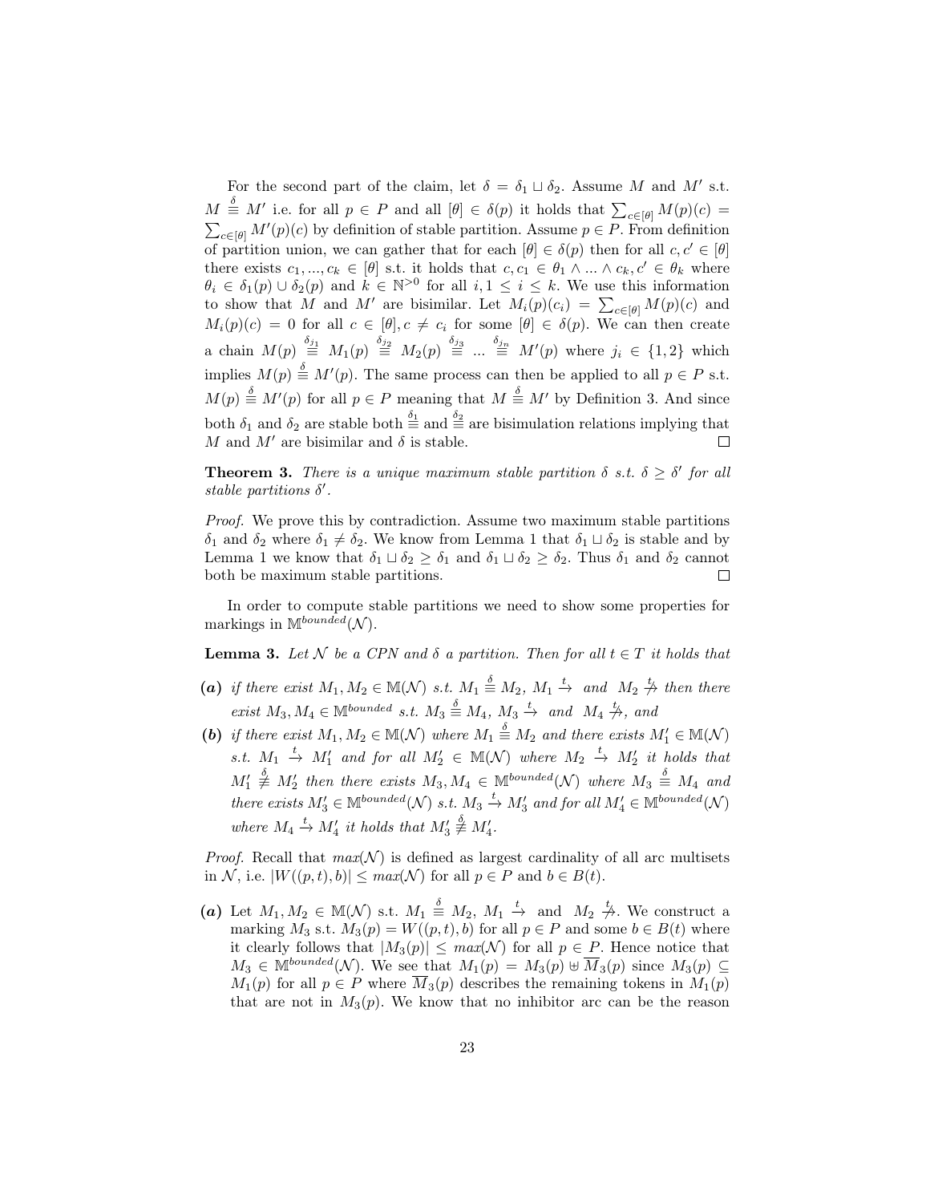For the second part of the claim, let $\delta = \delta_1 \sqcup \delta_2$. Assume $M$ and $M'$ s.t. $M \overset{\delta}{\equiv} M'$ i.e. for all $p \in P$ and all $[\theta] \in \delta(p)$ it holds that $\sum_{c\in[\theta]} M(p)(c) = \sum_{c\in[\theta]} M'(p)(c)$ by definition of stable partition. Assume $p \in P$. From definition of partition union, we can gather that for each $[\theta] \in \delta(p)$ then for all $c, c' \in [\theta]$ there exists $c_1, ..., c_k \in [\theta]$ s.t. it holds that $c, c_1 \in \theta_1 \wedge ... \wedge c_k, c' \in \theta_k$ where $\theta_i \in \delta_1(p) \cup \delta_2(p)$ and $k \in \mathbb{N}^{>0}$ for all $i, 1 \leq i \leq k$. We use this information to show that $M$ and $M'$ are bisimilar. Let $M_i(p)(c_i) = \sum_{c\in[\theta]} M(p)(c)$ and $M_i(p)(c) = 0$ for all $c \in [\theta], c \neq c_i$ for some $[\theta] \in \delta(p)$. We can then create a chain $M(p) \overset{\delta_{j_1}}{\equiv} M_1(p) \overset{\delta_{j_2}}{\equiv} M_2(p) \overset{\delta_{j_3}}{\equiv} ... \overset{\delta_{j_n}}{\equiv} M'(p)$ where $j_i \in \{1, 2\}$ which implies $M(p) \overset{\delta}{\equiv} M'(p)$. The same process can then be applied to all $p \in P$ s.t. $M(p) \overset{\delta}{\equiv} M'(p)$ for all $p \in P$ meaning that $M \overset{\delta}{\equiv} M'$ by Definition 3. And since both $\delta_1$ and $\delta_2$ are stable both $\overset{\delta_1}{\equiv}$ and $\overset{\delta_2}{\equiv}$ are bisimulation relations implying that $M$ and $M'$ are bisimilar and $\delta$ is stable. □

**Theorem 3.** *There is a unique maximum stable partition $\delta$ s.t. $\delta \geq \delta'$ for all stable partitions $\delta'$.*

*Proof.* We prove this by contradiction. Assume two maximum stable partitions $\delta_1$ and $\delta_2$ where $\delta_1 \neq \delta_2$. We know from Lemma 1 that $\delta_1 \sqcup \delta_2$ is stable and by Lemma 1 we know that $\delta_1 \sqcup \delta_2 \geq \delta_1$ and $\delta_1 \sqcup \delta_2 \geq \delta_2$. Thus $\delta_1$ and $\delta_2$ cannot both be maximum stable partitions. □

In order to compute stable partitions we need to show some properties for markings in $\mathbb{M}^{bounded}(\mathcal{N})$.

**Lemma 3.** *Let $\mathcal{N}$ be a CPN and $\delta$ a partition. Then for all $t \in T$ it holds that*

***(a)*** *if there exist $M_1, M_2 \in \mathbb{M}(\mathcal{N})$ s.t. $M_1 \overset{\delta}{\equiv} M_2$, $M_1 \xrightarrow{t}$ and $M_2 \not\xrightarrow{t}$ then there exist $M_3, M_4 \in \mathbb{M}^{bounded}$ s.t. $M_3 \overset{\delta}{\equiv} M_4$, $M_3 \xrightarrow{t}$ and $M_4 \not\xrightarrow{t}$, and*

***(b)*** *if there exist $M_1, M_2 \in \mathbb{M}(\mathcal{N})$ where $M_1 \overset{\delta}{\equiv} M_2$ and there exists $M_1' \in \mathbb{M}(\mathcal{N})$ s.t. $M_1 \xrightarrow{t} M_1'$ and for all $M_2' \in \mathbb{M}(\mathcal{N})$ where $M_2 \xrightarrow{t} M_2'$ it holds that $M_1' \overset{\delta}{\not\equiv} M_2'$ then there exists $M_3, M_4 \in \mathbb{M}^{bounded}(\mathcal{N})$ where $M_3 \overset{\delta}{\equiv} M_4$ and there exists $M_3' \in \mathbb{M}^{bounded}(\mathcal{N})$ s.t. $M_3 \xrightarrow{t} M_3'$ and for all $M_4' \in \mathbb{M}^{bounded}(\mathcal{N})$ where $M_4 \xrightarrow{t} M_4'$ it holds that $M_3' \overset{\delta}{\not\equiv} M_4'$.*

*Proof.* Recall that $max(\mathcal{N})$ is defined as largest cardinality of all arc multisets in $\mathcal{N}$, i.e. $|W((p,t), b)| \leq max(\mathcal{N})$ for all $p \in P$ and $b \in B(t)$.

***(a)*** Let $M_1, M_2 \in \mathbb{M}(\mathcal{N})$ s.t. $M_1 \overset{\delta}{\equiv} M_2$, $M_1 \xrightarrow{t}$ and $M_2 \not\xrightarrow{t}$. We construct a marking $M_3$ s.t. $M_3(p) = W((p,t), b)$ for all $p \in P$ and some $b \in B(t)$ where it clearly follows that $|M_3(p)| \leq max(\mathcal{N})$ for all $p \in P$. Hence notice that $M_3 \in \mathbb{M}^{bounded}(\mathcal{N})$. We see that $M_1(p) = M_3(p) \uplus \overline{M}_3(p)$ since $M_3(p) \subseteq M_1(p)$ for all $p \in P$ where $\overline{M}_3(p)$ describes the remaining tokens in $M_1(p)$ that are not in $M_3(p)$. We know that no inhibitor arc can be the reason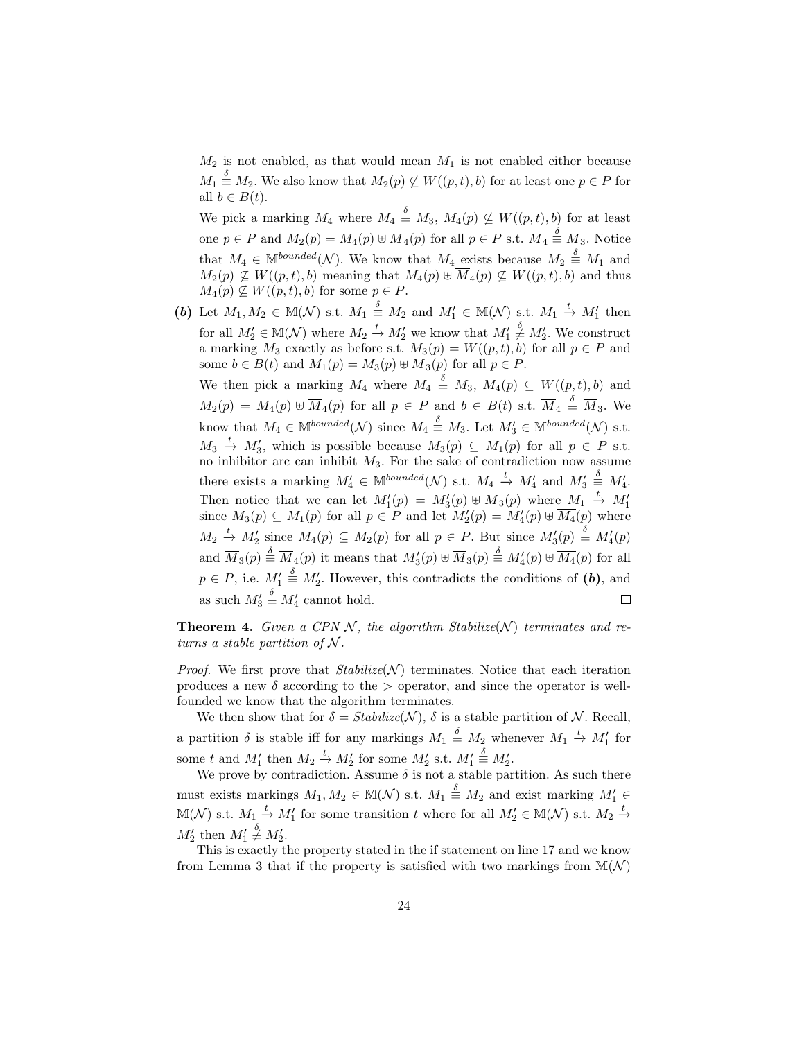$M_2$ is not enabled, as that would mean $M_1$ is not enabled either because $M_1 \overset{\delta}{\equiv} M_2$. We also know that $M_2(p) \not\subseteq W((p,t),b)$ for at least one $p \in P$ for all $b \in B(t)$.

We pick a marking $M_4$ where $M_4 \overset{\delta}{\equiv} M_3$, $M_4(p) \not\subseteq W((p,t),b)$ for at least one $p \in P$ and $M_2(p) = M_4(p) \uplus \overline{M}_4(p)$ for all $p \in P$ s.t. $\overline{M}_4 \overset{\delta}{\equiv} \overline{M}_3$. Notice that $M_4 \in \mathbb{M}^{bounded}(\mathcal{N})$. We know that $M_4$ exists because $M_2 \overset{\delta}{\equiv} M_1$ and $M_2(p) \not\subseteq W((p,t),b)$ meaning that $M_4(p) \uplus \overline{M}_4(p) \not\subseteq W((p,t),b)$ and thus $M_4(p) \not\subseteq W((p,t),b)$ for some $p \in P$.

**(b)** Let $M_1, M_2 \in \mathbb{M}(\mathcal{N})$ s.t. $M_1 \overset{\delta}{\equiv} M_2$ and $M_1' \in \mathbb{M}(\mathcal{N})$ s.t. $M_1 \xrightarrow{t} M_1'$ then for all $M_2' \in \mathbb{M}(\mathcal{N})$ where $M_2 \xrightarrow{t} M_2'$ we know that $M_1' \overset{\delta}{\not\equiv} M_2'$. We construct a marking $M_3$ exactly as before s.t. $M_3(p) = W((p,t),b)$ for all $p \in P$ and some $b \in B(t)$ and $M_1(p) = M_3(p) \uplus \overline{M}_3(p)$ for all $p \in P$.

We then pick a marking $M_4$ where $M_4 \overset{\delta}{\equiv} M_3$, $M_4(p) \subseteq W((p,t),b)$ and $M_2(p) = M_4(p) \uplus \overline{M}_4(p)$ for all $p \in P$ and $b \in B(t)$ s.t. $\overline{M}_4 \overset{\delta}{\equiv} \overline{M}_3$. We know that $M_4 \in \mathbb{M}^{bounded}(\mathcal{N})$ since $M_4 \overset{\delta}{\equiv} M_3$. Let $M_3' \in \mathbb{M}^{bounded}(\mathcal{N})$ s.t. $M_3 \xrightarrow{t} M_3'$, which is possible because $M_3(p) \subseteq M_1(p)$ for all $p \in P$ s.t. no inhibitor arc can inhibit $M_3$. For the sake of contradiction now assume there exists a marking $M_4' \in \mathbb{M}^{bounded}(\mathcal{N})$ s.t. $M_4 \xrightarrow{t} M_4'$ and $M_3' \overset{\delta}{\equiv} M_4'$. Then notice that we can let $M_1'(p) = M_3'(p) \uplus \overline{M}_3(p)$ where $M_1 \xrightarrow{t} M_1'$ since $M_3(p) \subseteq M_1(p)$ for all $p \in P$ and let $M_2'(p) = M_4'(p) \uplus \overline{M_4}(p)$ where $M_2 \xrightarrow{t} M_2'$ since $M_4(p) \subseteq M_2(p)$ for all $p \in P$. But since $M_3'(p) \overset{\delta}{\equiv} M_4'(p)$ and $\overline{M}_3(p) \overset{\delta}{\equiv} \overline{M}_4(p)$ it means that $M_3'(p) \uplus \overline{M}_3(p) \overset{\delta}{\equiv} M_4'(p) \uplus \overline{M_4}(p)$ for all $p \in P$, i.e. $M_1' \overset{\delta}{\equiv} M_2'$. However, this contradicts the conditions of **(b)**, and as such $M_3' \overset{\delta}{\equiv} M_4'$ cannot hold. $\square$

**Theorem 4.** *Given a CPN $\mathcal{N}$, the algorithm Stabilize($\mathcal{N}$) terminates and returns a stable partition of $\mathcal{N}$.*

*Proof.* We first prove that *Stabilize*($\mathcal{N}$) terminates. Notice that each iteration produces a new $\delta$ according to the $>$ operator, and since the operator is well-founded we know that the algorithm terminates.

We then show that for $\delta = Stabilize(\mathcal{N})$, $\delta$ is a stable partition of $\mathcal{N}$. Recall, a partition $\delta$ is stable iff for any markings $M_1 \overset{\delta}{\equiv} M_2$ whenever $M_1 \xrightarrow{t} M_1'$ for some $t$ and $M_1'$ then $M_2 \xrightarrow{t} M_2'$ for some $M_2'$ s.t. $M_1' \overset{\delta}{\equiv} M_2'$.

We prove by contradiction. Assume $\delta$ is not a stable partition. As such there must exists markings $M_1, M_2 \in \mathbb{M}(\mathcal{N})$ s.t. $M_1 \overset{\delta}{\equiv} M_2$ and exist marking $M_1' \in \mathbb{M}(\mathcal{N})$ s.t. $M_1 \xrightarrow{t} M_1'$ for some transition $t$ where for all $M_2' \in \mathbb{M}(\mathcal{N})$ s.t. $M_2 \xrightarrow{t} M_2'$ then $M_1' \overset{\delta}{\not\equiv} M_2'$.

This is exactly the property stated in the if statement on line 17 and we know from Lemma 3 that if the property is satisfied with two markings from $\mathbb{M}(\mathcal{N})$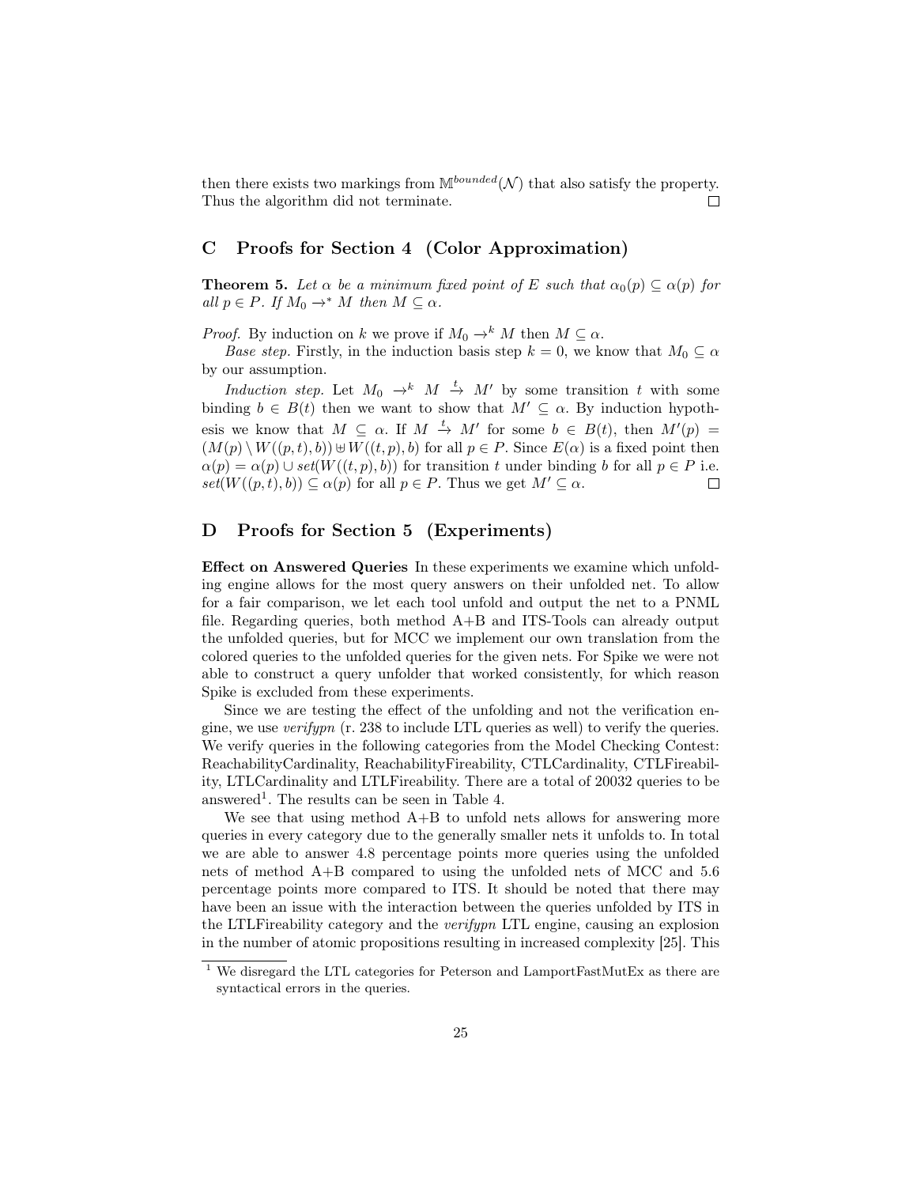then there exists two markings from $\mathbb{M}^{bounded}(\mathcal{N})$ that also satisfy the property. Thus the algorithm did not terminate. $\square$

## C Proofs for Section 4 (Color Approximation)

**Theorem 5.** *Let $\alpha$ be a minimum fixed point of $E$ such that $\alpha_0(p) \subseteq \alpha(p)$ for all $p \in P$. If $M_0 \rightarrow^* M$ then $M \subseteq \alpha$.*

*Proof.* By induction on $k$ we prove if $M_0 \rightarrow^k M$ then $M \subseteq \alpha$.

*Base step.* Firstly, in the induction basis step $k = 0$, we know that $M_0 \subseteq \alpha$ by our assumption.

*Induction step.* Let $M_0 \rightarrow^k M \xrightarrow{t} M'$ by some transition $t$ with some binding $b \in B(t)$ then we want to show that $M' \subseteq \alpha$. By induction hypothesis we know that $M \subseteq \alpha$. If $M \xrightarrow{t} M'$ for some $b \in B(t)$, then $M'(p) = (M(p) \setminus W((p,t), b)) \uplus W((t,p), b)$ for all $p \in P$. Since $E(\alpha)$ is a fixed point then $\alpha(p) = \alpha(p) \cup set(W((t,p), b))$ for transition $t$ under binding $b$ for all $p \in P$ i.e. $set(W((t,p), b)) \subseteq \alpha(p)$ for all $p \in P$. Thus we get $M' \subseteq \alpha$. $\square$

## D Proofs for Section 5 (Experiments)

**Effect on Answered Queries** In these experiments we examine which unfolding engine allows for the most query answers on their unfolded net. To allow for a fair comparison, we let each tool unfold and output the net to a PNML file. Regarding queries, both method A+B and ITS-Tools can already output the unfolded queries, but for MCC we implement our own translation from the colored queries to the unfolded queries for the given nets. For Spike we were not able to construct a query unfolder that worked consistently, for which reason Spike is excluded from these experiments.

Since we are testing the effect of the unfolding and not the verification engine, we use *verifypn* (r. 238 to include LTL queries as well) to verify the queries. We verify queries in the following categories from the Model Checking Contest: ReachabilityCardinality, ReachabilityFireability, CTLCardinality, CTLFireability, LTLCardinality and LTLFireability. There are a total of 20032 queries to be answered[1]. The results can be seen in Table 4.

We see that using method A+B to unfold nets allows for answering more queries in every category due to the generally smaller nets it unfolds to. In total we are able to answer 4.8 percentage points more queries using the unfolded nets of method A+B compared to using the unfolded nets of MCC and 5.6 percentage points more compared to ITS. It should be noted that there may have been an issue with the interaction between the queries unfolded by ITS in the LTLFireability category and the *verifypn* LTL engine, causing an explosion in the number of atomic propositions resulting in increased complexity [25]. This

[1] We disregard the LTL categories for Peterson and LamportFastMutEx as there are syntactical errors in the queries.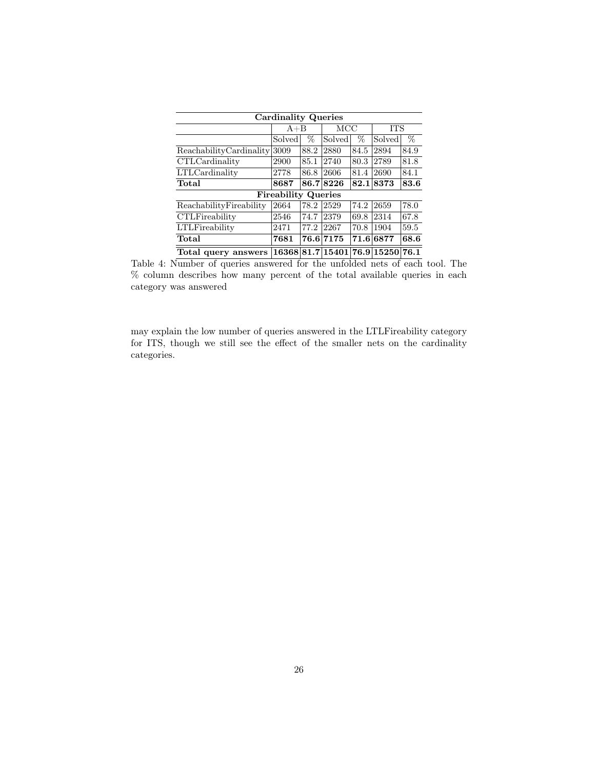| Cardinality Queries | | | | | | |
|---|---|---|---|---|---|---|
| | A+B | | MCC | | ITS | |
| | Solved | % | Solved | % | Solved | % |
| ReachabilityCardinality | 3009 | 88.2 | 2880 | 84.5 | 2894 | 84.9 |
| CTLCardinality | 2900 | 85.1 | 2740 | 80.3 | 2789 | 81.8 |
| LTLCardinality | 2778 | 86.8 | 2606 | 81.4 | 2690 | 84.1 |
| **Total** | **8687** | **86.7** | **8226** | **82.1** | **8373** | **83.6** |
| **Fireability Queries** | | | | | | |
| ReachabilityFireability | 2664 | 78.2 | 2529 | 74.2 | 2659 | 78.0 |
| CTLFireability | 2546 | 74.7 | 2379 | 69.8 | 2314 | 67.8 |
| LTLFireability | 2471 | 77.2 | 2267 | 70.8 | 1904 | 59.5 |
| **Total** | **7681** | **76.6** | **7175** | **71.6** | **6877** | **68.6** |
| **Total query answers** | **16368** | **81.7** | **15401** | **76.9** | **15250** | **76.1** |

Table 4: Number of queries answered for the unfolded nets of each tool. The % column describes how many percent of the total available queries in each category was answered

may explain the low number of queries answered in the LTLFireability category for ITS, though we still see the effect of the smaller nets on the cardinality categories.